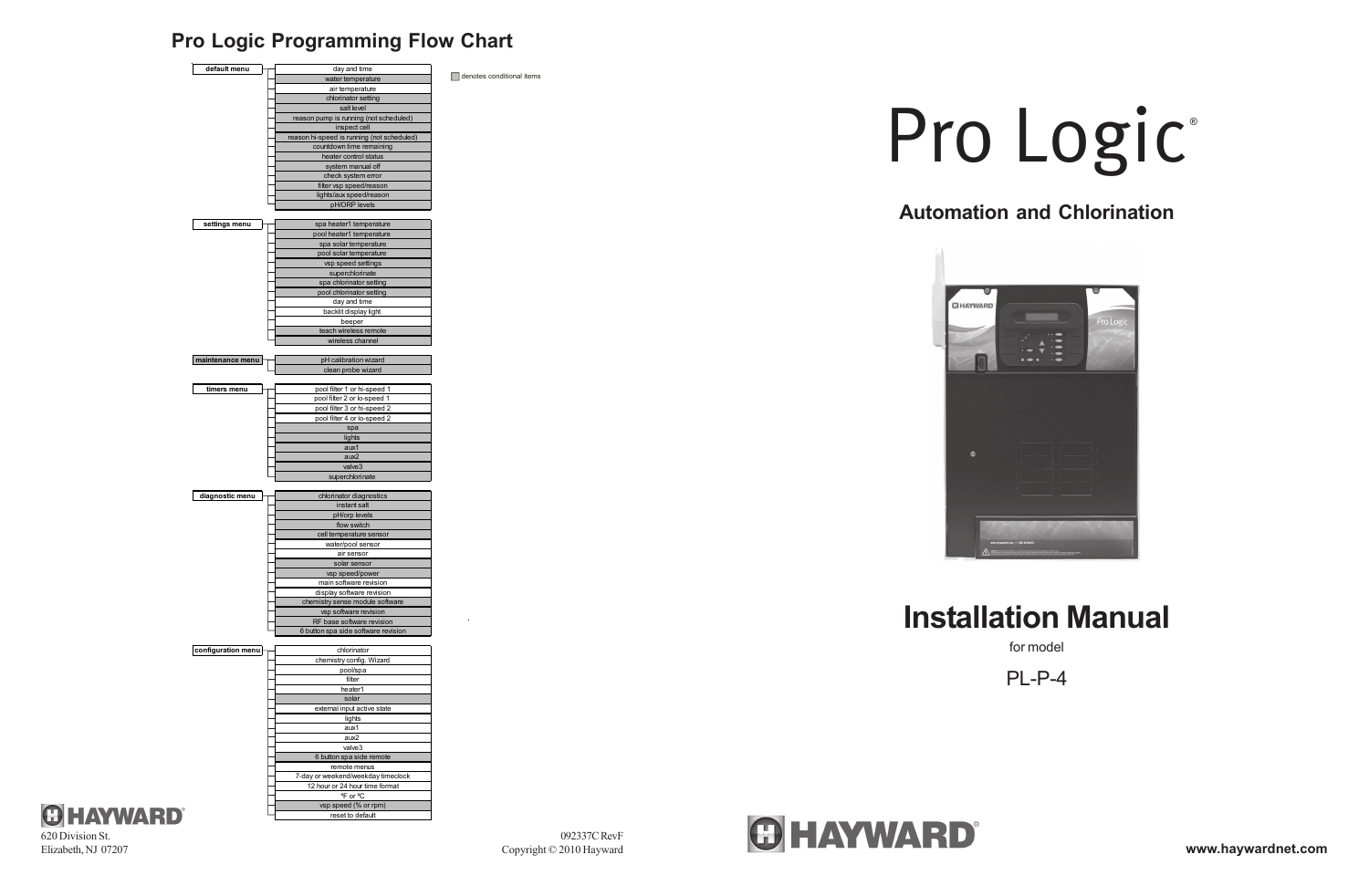## Pro Logic Programming Flow Chart

denotes conditional items

**default menu**
- day and time
- water temperature
- air temperature
- chlorinator setting
- salt level
- reason pump is running (not scheduled)
- inspect cell
- reason hi-speed is running (not scheduled)
- countdown time remaining
- heater control status
- system manual off
- check system error
- filter vsp speed/reason
- lights/aux speed/reason
- pH/ORP levels

**settings menu**
- spa heater1 temperature
- pool heater1 temperature
- spa solar temperature
- pool solar temperature
- vsp speed settings
- superchlorinate
- spa chlorinator setting
- pool chlorinator setting
- day and time
- backlit display light
- beeper
- teach wireless remote
- wireless channel

**maintenance menu**
- pH calibration wizard
- clean probe wizard

**timers menu**
- pool filter 1 or hi-speed 1
- pool filter 2 or lo-speed 1
- pool filter 3 or hi-speed 2
- pool filter 4 or lo-speed 2
- spa
- lights
- aux1
- aux2
- valve3
- superchlorinate

**diagnostic menu**
- chlorinator diagnostics
- instant salt
- pH/orp levels
- flow switch
- cell temperature sensor
- water/pool sensor
- air sensor
- solar sensor
- vsp speed/power
- main software revision
- display software revision
- chemistry sense module software
- vsp software revision
- RF base software revision
- 6 button spa side software revision

**configuration menu**
- chlorinator
- chemistry config. Wizard
- pool/spa
- filter
- heater1
- solar
- external input active state
- lights
- aux1
- aux2
- valve3
- 6 button spa side remote
- remote menus
- 7-day or weekend/weekday timeclock
- 12 hour or 24 hour time format
- ºF or ºC
- vsp speed (% or rpm)
- reset to default

HAYWARD®
620 Division St.
Elizabeth, NJ 07207

092337C RevF
Copyright © 2010 Hayward

# Pro Logic®

## Automation and Chlorination

# Installation Manual

for model

PL-P-4

HAYWARD®

www.haywardnet.com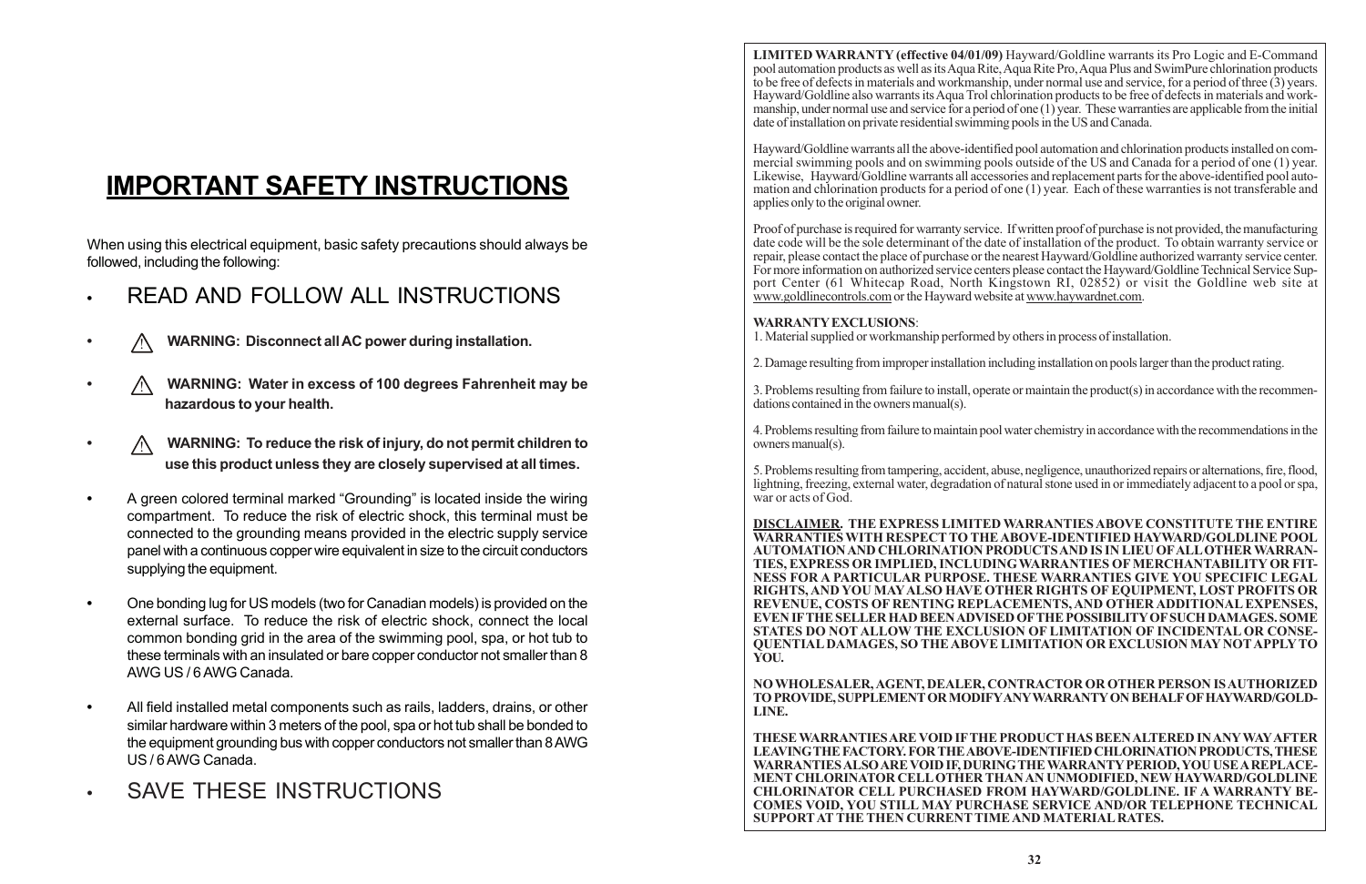# IMPORTANT SAFETY INSTRUCTIONS

When using this electrical equipment, basic safety precautions should always be followed, including the following:

- READ AND FOLLOW ALL INSTRUCTIONS
- ⚠ **WARNING: Disconnect all AC power during installation.**
- ⚠ **WARNING: Water in excess of 100 degrees Fahrenheit may be hazardous to your health.**
- ⚠ **WARNING: To reduce the risk of injury, do not permit children to use this product unless they are closely supervised at all times.**
- A green colored terminal marked "Grounding" is located inside the wiring compartment. To reduce the risk of electric shock, this terminal must be connected to the grounding means provided in the electric supply service panel with a continuous copper wire equivalent in size to the circuit conductors supplying the equipment.
- One bonding lug for US models (two for Canadian models) is provided on the external surface. To reduce the risk of electric shock, connect the local common bonding grid in the area of the swimming pool, spa, or hot tub to these terminals with an insulated or bare copper conductor not smaller than 8 AWG US / 6 AWG Canada.
- All field installed metal components such as rails, ladders, drains, or other similar hardware within 3 meters of the pool, spa or hot tub shall be bonded to the equipment grounding bus with copper conductors not smaller than 8 AWG US / 6 AWG Canada.
- SAVE THESE INSTRUCTIONS

**LIMITED WARRANTY (effective 04/01/09)** Hayward/Goldline warrants its Pro Logic and E-Command pool automation products as well as its Aqua Rite, Aqua Rite Pro, Aqua Plus and SwimPure chlorination products to be free of defects in materials and workmanship, under normal use and service, for a period of three (3) years. Hayward/Goldline also warrants its Aqua Trol chlorination products to be free of defects in materials and workmanship, under normal use and service for a period of one (1) year. These warranties are applicable from the initial date of installation on private residential swimming pools in the US and Canada.

Hayward/Goldline warrants all the above-identified pool automation and chlorination products installed on commercial swimming pools and on swimming pools outside of the US and Canada for a period of one (1) year. Likewise, Hayward/Goldline warrants all accessories and replacement parts for the above-identified pool automation and chlorination products for a period of one (1) year. Each of these warranties is not transferable and applies only to the original owner.

Proof of purchase is required for warranty service. If written proof of purchase is not provided, the manufacturing date code will be the sole determinant of the date of installation of the product. To obtain warranty service or repair, please contact the place of purchase or the nearest Hayward/Goldline authorized warranty service center. For more information on authorized service centers please contact the Hayward/Goldline Technical Service Support Center (61 Whitecap Road, North Kingstown RI, 02852) or visit the Goldline web site at www.goldlinecontrols.com or the Hayward website at www.haywardnet.com.

**WARRANTY EXCLUSIONS**:

1. Material supplied or workmanship performed by others in process of installation.

2. Damage resulting from improper installation including installation on pools larger than the product rating.

3. Problems resulting from failure to install, operate or maintain the product(s) in accordance with the recommendations contained in the owners manual(s).

4. Problems resulting from failure to maintain pool water chemistry in accordance with the recommendations in the owners manual(s).

5. Problems resulting from tampering, accident, abuse, negligence, unauthorized repairs or alternations, fire, flood, lightning, freezing, external water, degradation of natural stone used in or immediately adjacent to a pool or spa, war or acts of God.

**DISCLAIMER. THE EXPRESS LIMITED WARRANTIES ABOVE CONSTITUTE THE ENTIRE WARRANTIES WITH RESPECT TO THE ABOVE-IDENTIFIED HAYWARD/GOLDLINE POOL AUTOMATION AND CHLORINATION PRODUCTS AND IS IN LIEU OF ALL OTHER WARRANTIES, EXPRESS OR IMPLIED, INCLUDING WARRANTIES OF MERCHANTABILITY OR FITNESS FOR A PARTICULAR PURPOSE. THESE WARRANTIES GIVE YOU SPECIFIC LEGAL RIGHTS, AND YOU MAY ALSO HAVE OTHER RIGHTS OF EQUIPMENT, LOST PROFITS OR REVENUE, COSTS OF RENTING REPLACEMENTS, AND OTHER ADDITIONAL EXPENSES, EVEN IF THE SELLER HAD BEEN ADVISED OF THE POSSIBILITY OF SUCH DAMAGES. SOME STATES DO NOT ALLOW THE EXCLUSION OF LIMITATION OF INCIDENTAL OR CONSEQUENTIAL DAMAGES, SO THE ABOVE LIMITATION OR EXCLUSION MAY NOT APPLY TO YOU.**

**NO WHOLESALER, AGENT, DEALER, CONTRACTOR OR OTHER PERSON IS AUTHORIZED TO PROVIDE, SUPPLEMENT OR MODIFY ANY WARRANTY ON BEHALF OF HAYWARD/GOLDLINE.**

**THESE WARRANTIES ARE VOID IF THE PRODUCT HAS BEEN ALTERED IN ANY WAY AFTER LEAVING THE FACTORY. FOR THE ABOVE-IDENTIFIED CHLORINATION PRODUCTS, THESE WARRANTIES ALSO ARE VOID IF, DURING THE WARRANTY PERIOD, YOU USE A REPLACEMENT CHLORINATOR CELL OTHER THAN AN UNMODIFIED, NEW HAYWARD/GOLDLINE CHLORINATOR CELL PURCHASED FROM HAYWARD/GOLDLINE. IF A WARRANTY BECOMES VOID, YOU STILL MAY PURCHASE SERVICE AND/OR TELEPHONE TECHNICAL SUPPORT AT THE THEN CURRENT TIME AND MATERIAL RATES.**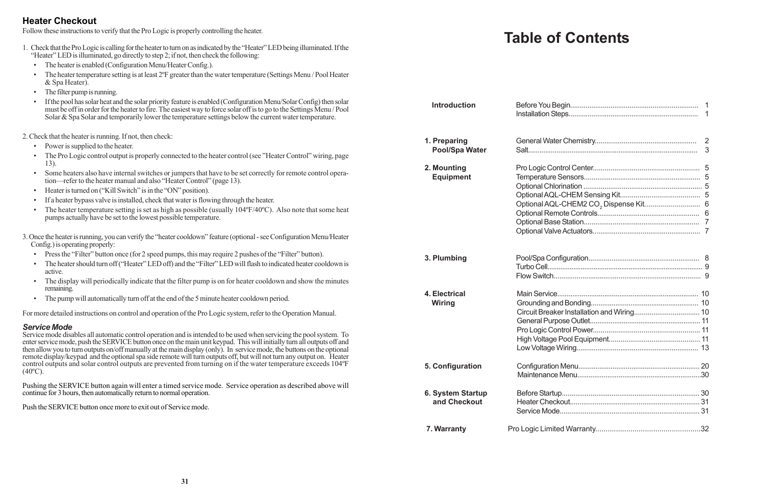## Heater Checkout

Follow these instructions to verify that the Pro Logic is properly controlling the heater.

1. Check that the Pro Logic is calling for the heater to turn on as indicated by the "Heater" LED being illuminated. If the "Heater" LED is illuminated, go directly to step 2; if not, then check the following:
   - The heater is enabled (Configuration Menu/Heater Config.).
   - The heater temperature setting is at least 2ºF greater than the water temperature (Settings Menu / Pool Heater & Spa Heater).
   - The filter pump is running.
   - If the pool has solar heat and the solar priority feature is enabled (Configuration Menu/Solar Config) then solar must be off in order for the heater to fire. The easiest way to force solar off is to go to the Settings Menu / Pool Solar & Spa Solar and temporarily lower the temperature settings below the current water temperature.

2. Check that the heater is running. If not, then check:
   - Power is supplied to the heater.
   - The Pro Logic control output is properly connected to the heater control (see "Heater Control" wiring, page 13).
   - Some heaters also have internal switches or jumpers that have to be set correctly for remote control operation—refer to the heater manual and also "Heater Control" (page 13).
   - Heater is turned on ("Kill Switch" is in the "ON" position).
   - If a heater bypass valve is installed, check that water is flowing through the heater.
   - The heater temperature setting is set as high as possible (usually 104ºF/40ºC). Also note that some heat pumps actually have be set to the lowest possible temperature.

3. Once the heater is running, you can verify the "heater cooldown" feature (optional - see Configuration Menu/Heater Config.) is operating properly:
   - Press the "Filter" button once (for 2 speed pumps, this may require 2 pushes of the "Filter" button).
   - The heater should turn off ("Heater" LED off) and the "Filter" LED will flash to indicated heater cooldown is active.
   - The display will periodically indicate that the filter pump is on for heater cooldown and show the minutes remaining.
   - The pump will automatically turn off at the end of the 5 minute heater cooldown period.

For more detailed instructions on control and operation of the Pro Logic system, refer to the Operation Manual.

### *Service Mode*

Service mode disables all automatic control operation and is intended to be used when servicing the pool system. To enter service mode, push the SERVICE button once on the main unit keypad. This will initially turn all outputs off and then allow you to turn outputs on/off manually at the main display (only). In service mode, the buttons on the optional remote display/keypad and the optional spa side remote will turn outputs off, but will not turn any output on. Heater control outputs and solar control outputs are prevented from turning on if the water temperature exceeds 104ºF (40ºC).

Pushing the SERVICE button again will enter a timed service mode. Service operation as described above will continue for 3 hours, then automatically return to normal operation.

Push the SERVICE button once more to exit out of Service mode.

# Table of Contents

| Section | Topic | Page |
|---|---|---|
| **Introduction** | Before You Begin | 1 |
| | Installation Steps | 1 |
| **1. Preparing Pool/Spa Water** | General Water Chemistry | 2 |
| | Salt | 3 |
| **2. Mounting Equipment** | Pro Logic Control Center | 5 |
| | Temperature Sensors | 5 |
| | Optional Chlorination | 5 |
| | Optional AQL-CHEM Sensing Kit | 5 |
| | Optional AQL-CHEM2 $CO_2$ Dispense Kit | 6 |
| | Optional Remote Controls | 6 |
| | Optional Base Station | 7 |
| | Optional Valve Actuators | 7 |
| **3. Plumbing** | Pool/Spa Configuration | 8 |
| | Turbo Cell | 9 |
| | Flow Switch | 9 |
| **4. Electrical Wiring** | Main Service | 10 |
| | Grounding and Bonding | 10 |
| | Circuit Breaker Installation and Wiring | 10 |
| | General Purpose Outlet | 11 |
| | Pro Logic Control Power | 11 |
| | High Voltage Pool Equipment | 11 |
| | Low Voltage Wiring | 13 |
| **5. Configuration** | Configuration Menu | 20 |
| | Maintenance Menu | 30 |
| **6. System Startup and Checkout** | Before Startup | 30 |
| | Heater Checkout | 31 |
| | Service Mode | 31 |
| **7. Warranty** | Pro Logic Limited Warranty | 32 |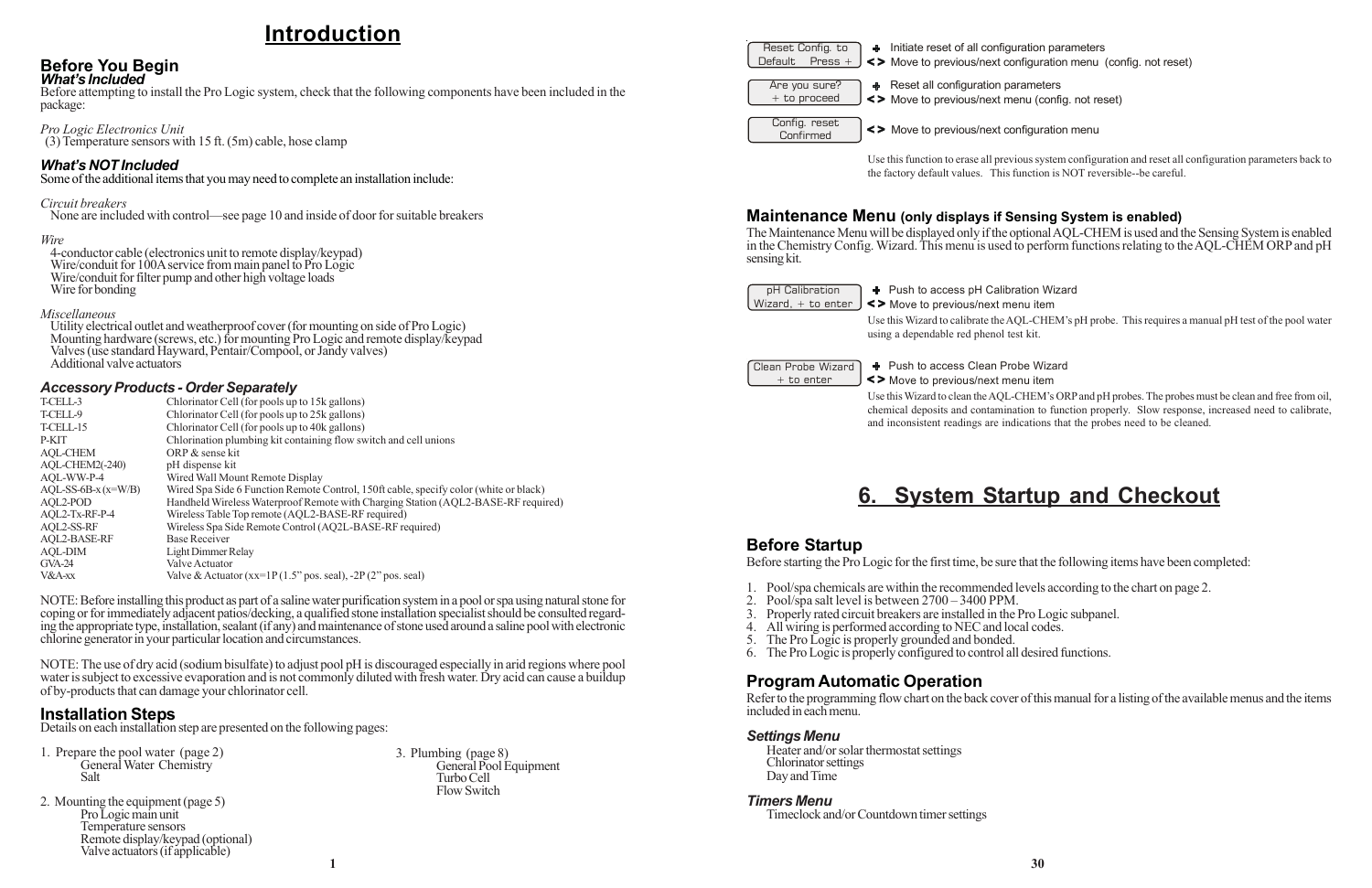# Introduction

## Before You Begin

### What's Included

Before attempting to install the Pro Logic system, check that the following components have been included in the package:

*Pro Logic Electronics Unit*
(3) Temperature sensors with 15 ft. (5m) cable, hose clamp

### What's NOT Included

Some of the additional items that you may need to complete an installation include:

*Circuit breakers*
None are included with control—see page 10 and inside of door for suitable breakers

*Wire*
4-conductor cable (electronics unit to remote display/keypad)
Wire/conduit for 100A service from main panel to Pro Logic
Wire/conduit for filter pump and other high voltage loads
Wire for bonding

*Miscellaneous*
Utility electrical outlet and weatherproof cover (for mounting on side of Pro Logic)
Mounting hardware (screws, etc.) for mounting Pro Logic and remote display/keypad
Valves (use standard Hayward, Pentair/Compool, or Jandy valves)
Additional valve actuators

### Accessory Products - Order Separately

| | |
|---|---|
| T-CELL-3 | Chlorinator Cell (for pools up to 15k gallons) |
| T-CELL-9 | Chlorinator Cell (for pools up to 25k gallons) |
| T-CELL-15 | Chlorinator Cell (for pools up to 40k gallons) |
| P-KIT | Chlorination plumbing kit containing flow switch and cell unions |
| AQL-CHEM | ORP & sense kit |
| AQL-CHEM2(-240) | pH dispense kit |
| AQL-WW-P-4 | Wired Wall Mount Remote Display |
| AQL-SS-6B-x (x=W/B) | Wired Spa Side 6 Function Remote Control, 150ft cable, specify color (white or black) |
| AQL2-POD | Handheld Wireless Waterproof Remote with Charging Station (AQL2-BASE-RF required) |
| AQL2-Tx-RF-P-4 | Wireless Table Top remote (AQL2-BASE-RF required) |
| AQL2-SS-RF | Wireless Spa Side Remote Control (AQ2L-BASE-RF required) |
| AQL2-BASE-RF | Base Receiver |
| AQL-DIM | Light Dimmer Relay |
| GVA-24 | Valve Actuator |
| V&A-xx | Valve & Actuator (xx=1P (1.5" pos. seal), -2P (2" pos. seal) |

NOTE: Before installing this product as part of a saline water purification system in a pool or spa using natural stone for coping or for immediately adjacent patios/decking, a qualified stone installation specialist should be consulted regarding the appropriate type, installation, sealant (if any) and maintenance of stone used around a saline pool with electronic chlorine generator in your particular location and circumstances.

NOTE: The use of dry acid (sodium bisulfate) to adjust pool pH is discouraged especially in arid regions where pool water is subject to excessive evaporation and is not commonly diluted with fresh water. Dry acid can cause a buildup of by-products that can damage your chlorinator cell.

## Installation Steps

Details on each installation step are presented on the following pages:

1. Prepare the pool water (page 2)
   - General Water Chemistry
   - Salt
2. Mounting the equipment (page 5)
   - Pro Logic main unit
   - Temperature sensors
   - Remote display/keypad (optional)
   - Valve actuators (if applicable)
3. Plumbing (page 8)
   - General Pool Equipment
   - Turbo Cell
   - Flow Switch

| Display | Action |
|---|---|
| Reset Config. to Default Press + | **+** Initiate reset of all configuration parameters<br>**< >** Move to previous/next configuration menu (config. not reset) |
| Are you sure? + to proceed | **+** Reset all configuration parameters<br>**< >** Move to previous/next menu (config. not reset) |
| Config. reset Confirmed | **< >** Move to previous/next configuration menu |

Use this function to erase all previous system configuration and reset all configuration parameters back to the factory default values. This function is NOT reversible--be careful.

### Maintenance Menu (only displays if Sensing System is enabled)

The Maintenance Menu will be displayed only if the optional AQL-CHEM is used and the Sensing System is enabled in the Chemistry Config. Wizard. This menu is used to perform functions relating to the AQL-CHEM ORP and pH sensing kit.

| Display | Action |
|---|---|
| pH Calibration Wizard, + to enter | **+** Push to access pH Calibration Wizard<br>**< >** Move to previous/next menu item |

Use this Wizard to calibrate the AQL-CHEM's pH probe. This requires a manual pH test of the pool water using a dependable red phenol test kit.

| Display | Action |
|---|---|
| Clean Probe Wizard + to enter | **+** Push to access Clean Probe Wizard<br>**< >** Move to previous/next menu item |

Use this Wizard to clean the AQL-CHEM's ORP and pH probes. The probes must be clean and free from oil, chemical deposits and contamination to function properly. Slow response, increased need to calibrate, and inconsistent readings are indications that the probes need to be cleaned.

# 6. System Startup and Checkout

## Before Startup

Before starting the Pro Logic for the first time, be sure that the following items have been completed:

1. Pool/spa chemicals are within the recommended levels according to the chart on page 2.
2. Pool/spa salt level is between 2700 – 3400 PPM.
3. Properly rated circuit breakers are installed in the Pro Logic subpanel.
4. All wiring is performed according to NEC and local codes.
5. The Pro Logic is properly grounded and bonded.
6. The Pro Logic is properly configured to control all desired functions.

## Program Automatic Operation

Refer to the programming flow chart on the back cover of this manual for a listing of the available menus and the items included in each menu.

### Settings Menu

Heater and/or solar thermostat settings
Chlorinator settings
Day and Time

### Timers Menu

Timeclock and/or Countdown timer settings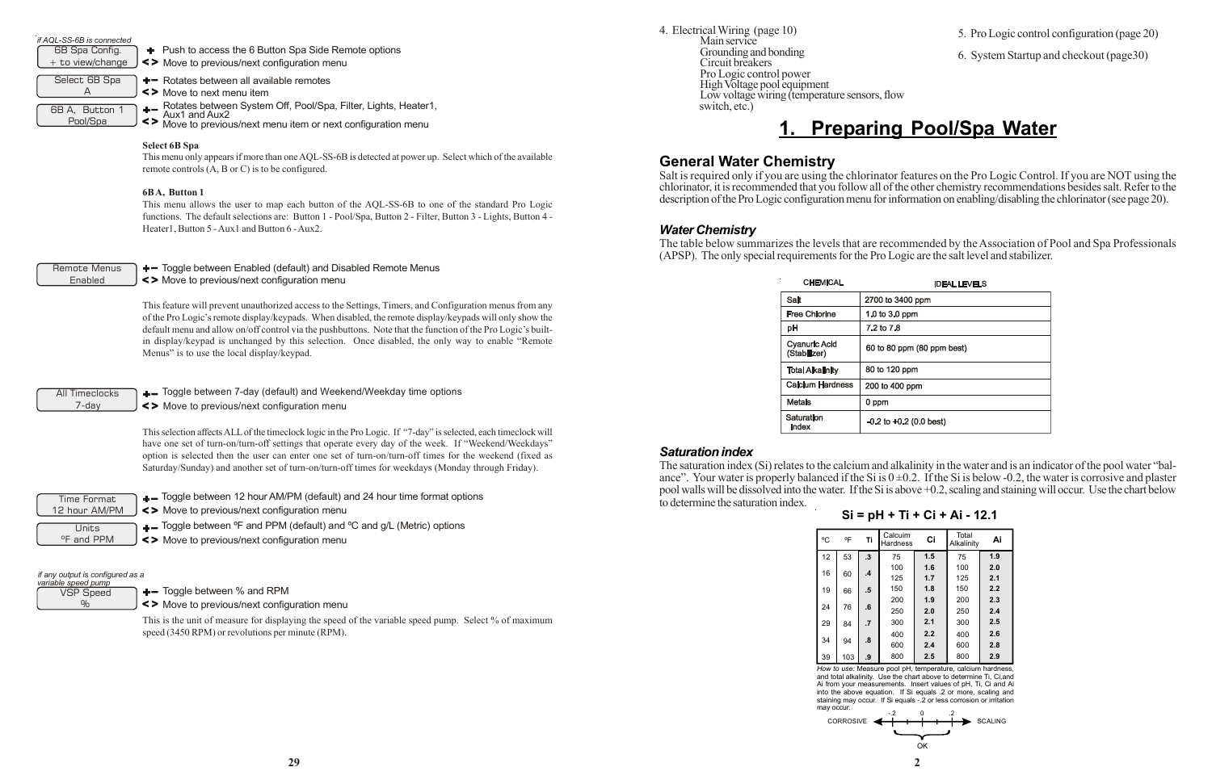*if AQL-SS-6B is connected*

| 6B Spa Config. + to view/change | |
|---|---|
| **+** Push to access the 6 Button Spa Side Remote options | **< >** Move to previous/next configuration menu |

**Select 6B Spa A**
- **+–** Rotates between all available remotes
- **< >** Move to next menu item

**6B A, Button 1 Pool/Spa**
- **+–** Rotates between System Off, Pool/Spa, Filter, Lights, Heater1, Aux1 and Aux2
- **< >** Move to previous/next menu item or next configuration menu

**Select 6B Spa**

This menu only appears if more than one AQL-SS-6B is detected at power up. Select which of the available remote controls (A, B or C) is to be configured.

**6B A, Button 1**

This menu allows the user to map each button of the AQL-SS-6B to one of the standard Pro Logic functions. The default selections are: Button 1 - Pool/Spa, Button 2 - Filter, Button 3 - Lights, Button 4 - Heater1, Button 5 - Aux1 and Button 6 - Aux2.

**Remote Menus Enabled**
- **+–** Toggle between Enabled (default) and Disabled Remote Menus
- **< >** Move to previous/next configuration menu

This feature will prevent unauthorized access to the Settings, Timers, and Configuration menus from any of the Pro Logic's remote display/keypads. When disabled, the remote display/keypads will only show the default menu and allow on/off control via the pushbuttons. Note that the function of the Pro Logic's built-in display/keypad is unchanged by this selection. Once disabled, the only way to enable "Remote Menus" is to use the local display/keypad.

**All Timeclocks 7-day**
- **+–** Toggle between 7-day (default) and Weekend/Weekday time options
- **< >** Move to previous/next configuration menu

This selection affects ALL of the timeclock logic in the Pro Logic. If "7-day" is selected, each timeclock will have one set of turn-on/turn-off settings that operate every day of the week. If "Weekend/Weekdays" option is selected then the user can enter one set of turn-on/turn-off times for the weekend (fixed as Saturday/Sunday) and another set of turn-on/turn-off times for weekdays (Monday through Friday).

**Time Format 12 hour AM/PM**
- **+–** Toggle between 12 hour AM/PM (default) and 24 hour time format options
- **< >** Move to previous/next configuration menu

**Units °F and PPM**
- **+–** Toggle between °F and PPM (default) and °C and g/L (Metric) options
- **< >** Move to previous/next configuration menu

*if any output is configured as a variable speed pump*

**VSP Speed %**
- **+–** Toggle between % and RPM
- **< >** Move to previous/next configuration menu

This is the unit of measure for displaying the speed of the variable speed pump. Select % of maximum speed (3450 RPM) or revolutions per minute (RPM).

4. Electrical Wiring (page 10)
   - Main service
   - Grounding and bonding
   - Circuit breakers
   - Pro Logic control power
   - High Voltage pool equipment
   - Low voltage wiring (temperature sensors, flow switch, etc.)
5. Pro Logic control configuration (page 20)
6. System Startup and checkout (page30)

# 1. Preparing Pool/Spa Water

## General Water Chemistry

Salt is required only if you are using the chlorinator features on the Pro Logic Control. If you are NOT using the chlorinator, it is recommended that you follow all of the other chemistry recommendations besides salt. Refer to the description of the Pro Logic configuration menu for information on enabling/disabling the chlorinator (see page 20).

### *Water Chemistry*

The table below summarizes the levels that are recommended by the Association of Pool and Spa Professionals (APSP). The only special requirements for the Pro Logic are the salt level and stabilizer.

| CHEMICAL | IDEAL LEVELS |
|---|---|
| Salt | 2700 to 3400 ppm |
| Free Chlorine | 1.0 to 3.0 ppm |
| pH | 7.2 to 7.8 |
| Cyanuric Acid (Stabilizer) | 60 to 80 ppm (80 ppm best) |
| Total Alkalinity | 80 to 120 ppm |
| Calcium Hardness | 200 to 400 ppm |
| Metals | 0 ppm |
| Saturation Index | -0.2 to +0.2 (0.0 best) |

### *Saturation index*

The saturation index (Si) relates to the calcium and alkalinity in the water and is an indicator of the pool water "balance". Your water is properly balanced if the Si is 0 ±0.2. If the Si is below -0.2, the water is corrosive and plaster pool walls will be dissolved into the water. If the Si is above +0.2, scaling and staining will occur. Use the chart below to determine the saturation index.

$$Si = pH + Ti + Ci + Ai - 12.1$$

| °C | °F | Ti | Calcuim Hardness | Ci | Total Alkalinity | Ai |
|---|---|---|---|---|---|---|
| 12 | 53 | .3 | 75 | 1.5 | 75 | 1.9 |
| 16 | 60 | .4 | 100 | 1.6 | 100 | 2.0 |
| | | | 125 | 1.7 | 125 | 2.1 |
| 19 | 66 | .5 | 150 | 1.8 | 150 | 2.2 |
| 24 | 76 | .6 | 200 | 1.9 | 200 | 2.3 |
| | | | 250 | 2.0 | 250 | 2.4 |
| 29 | 84 | .7 | 300 | 2.1 | 300 | 2.5 |
| 34 | 94 | .8 | 400 | 2.2 | 400 | 2.6 |
| | | | 600 | 2.4 | 600 | 2.8 |
| 39 | 103 | .9 | 800 | 2.5 | 800 | 2.9 |

*How to use:* Measure pool pH, temperature, calcium hardness, and total alkalinity. Use the chart above to determine Ti, Ci,and Ai from your measurements. Insert values of pH, Ti, Ci and Ai into the above equation. If Si equals .2 or more, scaling and staining may occur. If Si equals -.2 or less corrosion or irritation may occur.

CORROSIVE ← -.2 — 0 — .2 → SCALING (OK between -.2 and .2)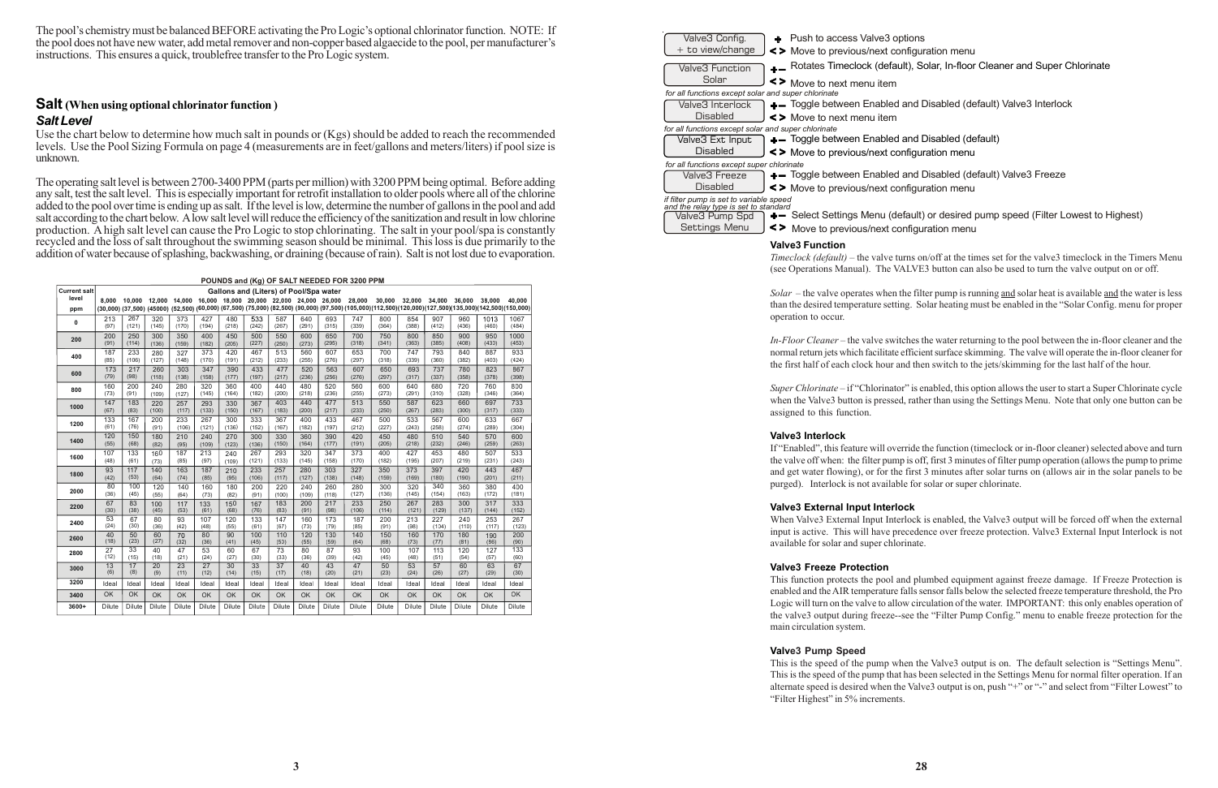The pool's chemistry must be balanced BEFORE activating the Pro Logic's optional chlorinator function. NOTE: If the pool does not have new water, add metal remover and non-copper based algaecide to the pool, per manufacturer's instructions. This ensures a quick, troublefree transfer to the Pro Logic system.

## Salt (When using optional chlorinator function)

### *Salt Level*

Use the chart below to determine how much salt in pounds or (Kgs) should be added to reach the recommended levels. Use the Pool Sizing Formula on page 4 (measurements are in feet/gallons and meters/liters) if pool size is unknown.

The operating salt level is between 2700-3400 PPM (parts per million) with 3200 PPM being optimal. Before adding any salt, test the salt level. This is especially important for retrofit installation to older pools where all of the chlorine added to the pool over time is ending up as salt. If the level is low, determine the number of gallons in the pool and add salt according to the chart below. A low salt level will reduce the efficiency of the sanitization and result in low chlorine production. A high salt level can cause the Pro Logic to stop chlorinating. The salt in your pool/spa is constantly recycled and the loss of salt throughout the swimming season should be minimal. This loss is due primarily to the addition of water because of splashing, backwashing, or draining (because of rain). Salt is not lost due to evaporation.

**POUNDS and (Kg) OF SALT NEEDED FOR 3200 PPM**

| Current salt level ppm | Gallons and (Liters) of Pool/Spa water | | | | | | | | | | | | | | | | | |
|---|---|---|---|---|---|---|---|---|---|---|---|---|---|---|---|---|---|---|
| | 8,000 (30,000) | 10,000 (37,500) | 12,000 (45000) | 14,000 (52,500) | 16,000 (60,000) | 18,000 (67,500) | 20,000 (75,000) | 22,000 (82,500) | 24,000 (90,000) | 26,000 (97,500) | 28,000 (105,000) | 30,000 (112,500) | 32,000 (120,000) | 34,000 (127,500) | 36,000 (135,000) | 38,000 (142,500) | 40,000 (150,000) |
| 0 | 213 (97) | 267 (121) | 320 (145) | 373 (170) | 427 (194) | 480 (218) | 533 (242) | 587 (267) | 640 (291) | 693 (315) | 747 (339) | 800 (364) | 854 (388) | 907 (412) | 960 (436) | 1013 (460) | 1067 (484) |
| 200 | 200 (91) | 250 (114) | 300 (136) | 350 (159) | 400 (182) | 450 (205) | 500 (227) | 550 (250) | 600 (273) | 650 (295) | 700 (318) | 750 (341) | 800 (363) | 850 (385) | 900 (408) | 950 (433) | 1000 (453) |
| 400 | 187 (85) | 233 (106) | 280 (127) | 327 (148) | 373 (170) | 420 (191) | 467 (212) | 513 (233) | 560 (255) | 607 (276) | 653 (297) | 700 (318) | 747 (339) | 793 (360) | 840 (382) | 887 (403) | 933 (424) |
| 600 | 173 (79) | 217 (98) | 260 (118) | 303 (138) | 347 (158) | 390 (177) | 433 (197) | 477 (217) | 520 (236) | 563 (256) | 607 (276) | 650 (297) | 693 (317) | 737 (337) | 780 (358) | 823 (378) | 867 (398) |
| 800 | 160 (73) | 200 (91) | 240 (109) | 280 (127) | 320 (145) | 360 (164) | 400 (182) | 440 (200) | 480 (218) | 520 (236) | 560 (255) | 600 (273) | 640 (291) | 680 (310) | 720 (328) | 760 (346) | 800 (364) |
| 1000 | 147 (67) | 183 (83) | 220 (100) | 257 (117) | 293 (133) | 330 (150) | 367 (167) | 403 (183) | 440 (200) | 477 (217) | 513 (233) | 550 (250) | 587 (267) | 623 (283) | 660 (300) | 697 (317) | 733 (333) |
| 1200 | 133 (61) | 167 (76) | 200 (91) | 233 (106) | 267 (121) | 300 (136) | 333 (152) | 367 (167) | 400 (182) | 433 (197) | 467 (212) | 500 (227) | 533 (243) | 567 (258) | 600 (274) | 633 (289) | 667 (304) |
| 1400 | 120 (55) | 150 (68) | 180 (82) | 210 (95) | 240 (109) | 270 (123) | 300 (136) | 330 (150) | 360 (164) | 390 (177) | 420 (191) | 450 (205) | 480 (218) | 510 (232) | 540 (246) | 570 (259) | 600 (263) |
| 1600 | 107 (48) | 133 (61) | 160 (73) | 187 (85) | 213 (97) | 240 (109) | 267 (121) | 293 (133) | 320 (145) | 347 (158) | 373 (170) | 400 (182) | 427 (195) | 453 (207) | 480 (219) | 507 (231) | 533 (243) |
| 1800 | 93 (42) | 117 (53) | 140 (64) | 163 (74) | 187 (85) | 210 (95) | 233 (106) | 257 (117) | 280 (127) | 303 (138) | 327 (148) | 350 (159) | 373 (169) | 397 (180) | 420 (190) | 443 (201) | 467 (211) |
| 2000 | 80 (36) | 100 (45) | 120 (55) | 140 (64) | 160 (73) | 180 (82) | 200 (91) | 220 (100) | 240 (109) | 260 (118) | 280 (127) | 300 (136) | 320 (145) | 340 (154) | 360 (163) | 380 (172) | 400 (181) |
| 2200 | 67 (30) | 83 (38) | 100 (45) | 117 (53) | 133 (61) | 150 (68) | 167 (76) | 183 (83) | 200 (91) | 217 (98) | 233 (106) | 250 (114) | 267 (121) | 283 (129) | 300 (137) | 317 (144) | 333 (152) |
| 2400 | 53 (24) | 67 (30) | 80 (36) | 93 (42) | 107 (48) | 120 (55) | 133 (61) | 147 (67) | 160 (73) | 173 (79) | 187 (85) | 200 (91) | 213 (98) | 227 (134) | 240 (110) | 253 (117) | 267 (123) |
| 2600 | 40 (18) | 50 (23) | 60 (27) | 70 (32) | 80 (36) | 90 (41) | 100 (45) | 110 (50) | 120 (55) | 130 (59) | 140 (64) | 150 (68) | 160 (73) | 170 (77) | 180 (81) | 190 (86) | 200 (90) |
| 2800 | 27 (12) | 33 (15) | 40 (18) | 47 (21) | 53 (24) | 60 (27) | 67 (30) | 73 (33) | 80 (36) | 87 (39) | 93 (42) | 100 (45) | 107 (48) | 113 (51) | 120 (54) | 127 (57) | 133 (60) |
| 3000 | 13 (6) | 17 (8) | 20 (9) | 23 (11) | 27 (12) | 30 (14) | 33 (15) | 37 (17) | 40 (18) | 43 (20) | 47 (21) | 50 (23) | 53 (24) | 57 (26) | 60 (27) | 63 (29) | 67 (30) |
| 3200 | Ideal | Ideal | Ideal | Ideal | Ideal | Ideal | Ideal | Ideal | Ideal | Ideal | Ideal | Ideal | Ideal | Ideal | Ideal | Ideal | Ideal |
| 3400 | OK | OK | OK | OK | OK | OK | OK | OK | OK | OK | OK | OK | OK | OK | OK | OK | OK |
| 3600+ | Dilute | Dilute | Dilute | Dilute | Dilute | Dilute | Dilute | Dilute | Dilute | Dilute | Dilute | Dilute | Dilute | Dilute | Dilute | Dilute | Dilute |

| Display | Action |
|---|---|
| Valve3 Config. + to view/change | **+** Push to access Valve3 options<br>**< >** Move to previous/next configuration menu |
| Valve3 Function Solar | **+ –** Rotates Timeclock (default), Solar, In-floor Cleaner and Super Chlorinate<br>**< >** Move to next menu item |
| *for all functions except solar and super chlorinate*<br>Valve3 Interlock Disabled | **+ –** Toggle between Enabled and Disabled (default) Valve3 Interlock<br>**< >** Move to next menu item |
| *for all functions except solar and super chlorinate*<br>Valve3 Ext Input Disabled | **+ –** Toggle between Enabled and Disabled (default)<br>**< >** Move to previous/next configuration menu |
| *for all functions except super chlorinate*<br>Valve3 Freeze Disabled | **+ –** Toggle between Enabled and Disabled (default) Valve3 Freeze<br>**< >** Move to previous/next configuration menu |
| *if filter pump is set to variable speed and the relay type is set to standard*<br>Valve3 Pump Spd Settings Menu | **+ –** Select Settings Menu (default) or desired pump speed (Filter Lowest to Highest)<br>**< >** Move to previous/next configuration menu |

#### Valve3 Function

*Timeclock (default)* – the valve turns on/off at the times set for the valve3 timeclock in the Timers Menu (see Operations Manual). The VALVE3 button can also be used to turn the valve output on or off.

*Solar* – the valve operates when the filter pump is running and solar heat is available and the water is less than the desired temperature setting. Solar heating must be enabled in the "Solar Config. menu for proper operation to occur.

*In-Floor Cleaner* – the valve switches the water returning to the pool between the in-floor cleaner and the normal return jets which facilitate efficient surface skimming. The valve will operate the in-floor cleaner for the first half of each clock hour and then switch to the jets/skimming for the last half of the hour.

*Super Chlorinate* – if "Chlorinator" is enabled, this option allows the user to start a Super Chlorinate cycle when the Valve3 button is pressed, rather than using the Settings Menu. Note that only one button can be assigned to this function.

#### Valve3 Interlock

If "Enabled", this feature will override the function (timeclock or in-floor cleaner) selected above and turn the valve off when: the filter pump is off, first 3 minutes of filter pump operation (allows the pump to prime and get water flowing), or for the first 3 minutes after solar turns on (allows air in the solar panels to be purged). Interlock is not available for solar or super chlorinate.

#### Valve3 External Input Interlock

When Valve3 External Input Interlock is enabled, the Valve3 output will be forced off when the external input is active. This will have precedence over freeze protection. Valve3 External Input Interlock is not available for solar and super chlorinate.

#### Valve3 Freeze Protection

This function protects the pool and plumbed equipment against freeze damage. If Freeze Protection is enabled and the AIR temperature falls below the selected freeze temperature threshold, the Pro Logic will turn on the valve to allow circulation of the water. IMPORTANT: this only enables operation of the valve3 output during freeze--see the "Filter Pump Config." menu to enable freeze protection for the main circulation system.

#### Valve3 Pump Speed

This is the speed of the pump when the Valve3 output is on. The default selection is "Settings Menu". This is the speed of the pump that has been selected in the Settings Menu for normal filter operation. If an alternate speed is desired when the Valve3 output is on, push "+" or "-" and select from "Filter Lowest" to "Filter Highest" in 5% increments.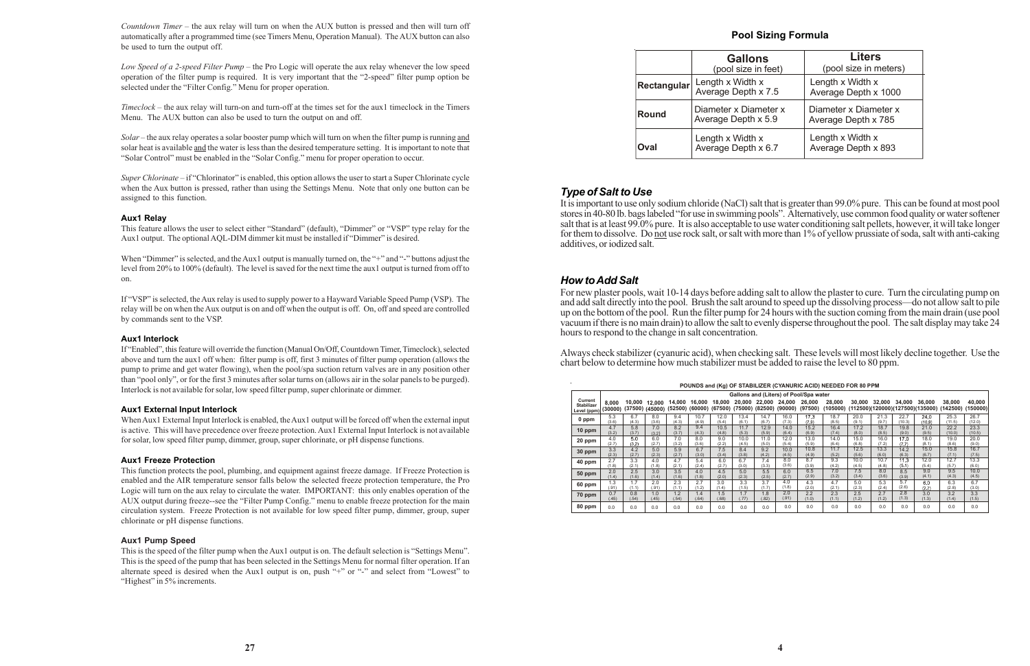*Countdown Timer* – the aux relay will turn on when the AUX button is pressed and then will turn off automatically after a programmed time (see Timers Menu, Operation Manual). The AUX button can also be used to turn the output off.

*Low Speed of a 2-speed Filter Pump* – the Pro Logic will operate the aux relay whenever the low speed operation of the filter pump is required. It is very important that the "2-speed" filter pump option be selected under the "Filter Config." Menu for proper operation.

*Timeclock* – the aux relay will turn-on and turn-off at the times set for the aux1 timeclock in the Timers Menu. The AUX button can also be used to turn the output on and off.

*Solar* – the aux relay operates a solar booster pump which will turn on when the filter pump is running and solar heat is available and the water is less than the desired temperature setting. It is important to note that "Solar Control" must be enabled in the "Solar Config." menu for proper operation to occur.

*Super Chlorinate* – if "Chlorinator" is enabled, this option allows the user to start a Super Chlorinate cycle when the Aux button is pressed, rather than using the Settings Menu. Note that only one button can be assigned to this function.

#### Aux1 Relay

This feature allows the user to select either "Standard" (default), "Dimmer" or "VSP" type relay for the Aux1 output. The optional AQL-DIM dimmer kit must be installed if "Dimmer" is desired.

When "Dimmer" is selected, and the Aux1 output is manually turned on, the "+" and "-" buttons adjust the level from 20% to 100% (default). The level is saved for the next time the aux1 output is turned from off to on.

If "VSP" is selected, the Aux relay is used to supply power to a Hayward Variable Speed Pump (VSP). The relay will be on when the Aux output is on and off when the output is off. On, off and speed are controlled by commands sent to the VSP.

#### Aux1 Interlock

If "Enabled", this feature will override the function (Manual On/Off, Countdown Timer, Timeclock), selected above and turn the aux1 off when: filter pump is off, first 3 minutes of filter pump operation (allows the pump to prime and get water flowing), when the pool/spa suction return valves are in any position other than "pool only", or for the first 3 minutes after solar turns on (allows air in the solar panels to be purged). Interlock is not available for solar, low speed filter pump, super chlorinate or dimmer.

#### Aux1 External Input Interlock

When Aux1 External Input Interlock is enabled, the Aux1 output will be forced off when the external input is active. This will have precedence over freeze protection. Aux1 External Input Interlock is not available for solar, low speed filter pump, dimmer, group, super chlorinate, or pH dispense functions.

#### Aux1 Freeze Protection

This function protects the pool, plumbing, and equipment against freeze damage. If Freeze Protection is enabled and the AIR temperature sensor falls below the selected freeze protection temperature, the Pro Logic will turn on the aux relay to circulate the water. IMPORTANT: this only enables operation of the AUX output during freeze--see the "Filter Pump Config." menu to enable freeze protection for the main circulation system. Freeze Protection is not available for low speed filter pump, dimmer, group, super chlorinate or pH dispense functions.

#### Aux1 Pump Speed

This is the speed of the filter pump when the Aux1 output is on. The default selection is "Settings Menu". This is the speed of the pump that has been selected in the Settings Menu for normal filter operation. If an alternate speed is desired when the Aux1 output is on, push "+" or "-" and select from "Lowest" to "Highest" in 5% increments.

### Pool Sizing Formula

| | Gallons (pool size in feet) | Liters (pool size in meters) |
|---|---|---|
| Rectangular | Length x Width x Average Depth x 7.5 | Length x Width x Average Depth x 1000 |
| Round | Diameter x Diameter x Average Depth x 5.9 | Diameter x Diameter x Average Depth x 785 |
| Oval | Length x Width x Average Depth x 6.7 | Length x Width x Average Depth x 893 |

## *Type of Salt to Use*

It is important to use only sodium chloride (NaCl) salt that is greater than 99.0% pure. This can be found at most pool stores in 40-80 lb. bags labeled "for use in swimming pools". Alternatively, use common food quality or water softener salt that is at least 99.0% pure. It is also acceptable to use water conditioning salt pellets, however, it will take longer for them to dissolve. Do not use rock salt, or salt with more than 1% of yellow prussiate of soda, salt with anti-caking additives, or iodized salt.

## *How to Add Salt*

For new plaster pools, wait 10-14 days before adding salt to allow the plaster to cure. Turn the circulating pump on and add salt directly into the pool. Brush the salt around to speed up the dissolving process—do not allow salt to pile up on the bottom of the pool. Run the filter pump for 24 hours with the suction coming from the main drain (use pool vacuum if there is no main drain) to allow the salt to evenly disperse throughout the pool. The salt display may take 24 hours to respond to the change in salt concentration.

Always check stabilizer (cyanuric acid), when checking salt. These levels will most likely decline together. Use the chart below to determine how much stabilizer must be added to raise the level to 80 ppm.

**POUNDS and (Kg) OF STABILIZER (CYANURIC ACID) NEEDED FOR 80 PPM**

| Current Stabilizer Level (ppm) | Gallons and (Liters) of Pool/Spa water | | | | | | | | | | | | | | | | | |
|---|---|---|---|---|---|---|---|---|---|---|---|---|---|---|---|---|---|---|
| | 8,000 (30000) | 10,000 (37500) | 12,000 (45000) | 14,000 (52500) | 16,000 (60000) | 18,000 (67500) | 20,000 (75000) | 22,000 (82500) | 24,000 (90000) | 26,000 (97500) | 28,000 (105000) | 30,000 (112500) | 32,000 (120000) | 34,000 (127500) | 36,000 (135000) | 38,000 (142500) | 40,000 (150000) |
| 0 ppm | 5.3 (3.6) | 6.7 (4.3) | 8.0 (3.6) | 9.4 (4.3) | 10.7 (4.9) | 12.0 (5.4) | 13.4 (6.1) | 14.7 (6.7) | 16.0 (7.3) | 17.3 (7.8) | 18.7 (8.5) | 20.0 (9.1) | 21.3 (9.7) | 22.7 (10.3) | 24.0 (10.8) | 25.3 (11.5) | 26.7 (12.0) |
| 10 ppm | 4.7 (3.2) | 5.8 (3.7) | 7.0 (3.2) | 8.2 (3.7) | 9.4 (4.3) | 10.5 (4.8) | 11.7 (5.3) | 12.9 (5.9) | 14.0 (6.4) | 15.2 (6.9) | 16.4 (7.4) | 17.2 (8.0) | 18.7 (8.5) | 19.8 (9.0) | 21.0 (9.5) | 22.2 (10.0) | 23.3 (10.5) |
| 20 ppm | 4.0 (2.7) | 5.0 (3.2) | 6.0 (2.7) | 7.0 (3.2) | 8.0 (3.6) | 9.0 (2.2) | 10.0 (4.5) | 11.0 (5.0) | 12.0 (5.4) | 13.0 (5.9) | 14.0 (6.4) | 15.0 (6.8) | 16.0 (7.2) | 17.0 (7.7) | 18.0 (8.1) | 19.0 (8.6) | 20.0 (9.0) |
| 30 ppm | 3.3 (2.3) | 4.2 (2.7) | 5.0 (2.3) | 5.9 (2.7) | 6.7 (3.0) | 7.5 (3.4) | 8.4 (3.8) | 9.2 (4.2) | 10.0 (4.5) | 10.8 (4.9) | 11.7 (5.2) | 12.5 (5.6) | 13.3 (6.0) | 14.2 (6.3) | 15.0 (6.7) | 15.8 (7.1) | 16.7 (7.5) |
| 40 ppm | 2.7 (1.8) | 3.3 (2.1) | 4.0 (1.8) | 4.7 (2.1) | 5.4 (2.4) | 6.0 (2.7) | 6.7 (3.0) | 7.4 (3.3) | 8.0 (3.6) | 8.7 (3.9) | 9.3 (4.2) | 10.0 (4.5) | 10.7 (4.8) | 11.3 (5.1) | 12.0 (5.4) | 12.7 (5.7) | 13.3 (6.0) |
| 50 ppm | 2.0 (1.4) | 2.5 (1.6) | 3.0 (1.4) | 3.5 (1.6) | 4.0 (1.8) | 4.5 (2.0) | 5.0 (2.3) | 5.5 (2.5) | 6.0 (2.7) | 6.5 (2.9) | 7.0 (3.2) | 7.5 (3.4) | 8.0 (3.6) | 8.5 (3.9) | 9.0 (4.1) | 9.5 (4.3) | 10.0 (4.5) |
| 60 ppm | 1.3 (.91) | 1.7 (1.1) | 2.0 (.91) | 2.3 (1.1) | 2.7 (1.2) | 3.0 (1.4) | 3.3 (1.5) | 3.7 (1.7) | 4.0 (1.8) | 4.3 (2.0) | 4.7 (2.1) | 5.0 (2.3) | 5.3 (2.4) | 5.7 (2.6) | 6.0 (2.7) | 6.3 (2.8) | 6.7 (3.0) |
| 70 ppm | 0.7 (.45) | 0.8 (.54) | 1.0 (.45) | 1.2 (.54) | 1.4 (.64) | 1.5 (.68) | 1.7 (.77) | 1.8 (.82) | 2.0 (.91) | 2.2 (1.0) | 2.3 (1.1) | 2.5 (1.2) | 2.7 (1.2) | 2.8 (1.3) | 3.0 (1.3) | 3.2 (1.4) | 3.3 (1.5) |
| 80 ppm | 0.0 | 0.0 | 0.0 | 0.0 | 0.0 | 0.0 | 0.0 | 0.0 | 0.0 | 0.0 | 0.0 | 0.0 | 0.0 | 0.0 | 0.0 | 0.0 | 0.0 |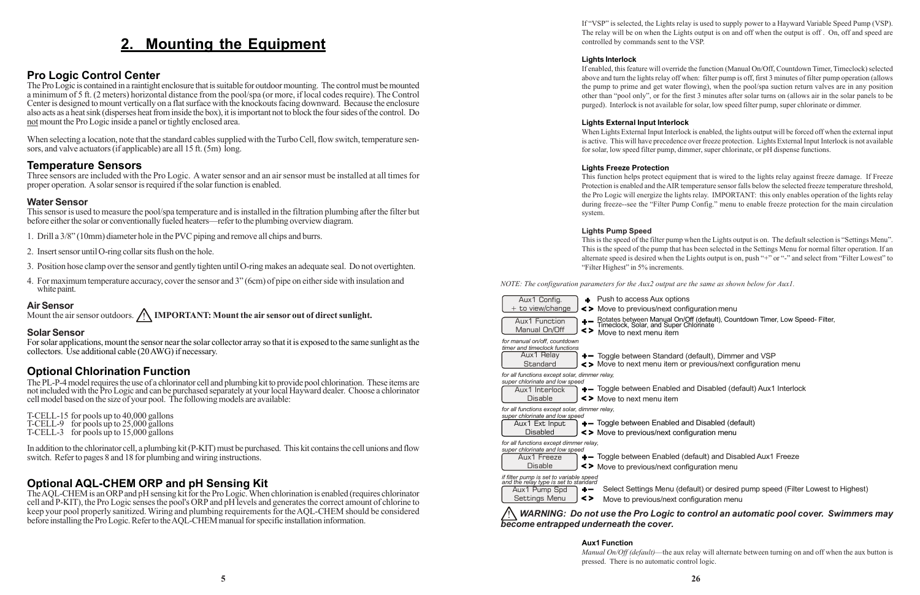# 2. Mounting the Equipment

## Pro Logic Control Center

The Pro Logic is contained in a raintight enclosure that is suitable for outdoor mounting. The control must be mounted a minimum of 5 ft. (2 meters) horizontal distance from the pool/spa (or more, if local codes require). The Control Center is designed to mount vertically on a flat surface with the knockouts facing downward. Because the enclosure also acts as a heat sink (disperses heat from inside the box), it is important not to block the four sides of the control. Do not mount the Pro Logic inside a panel or tightly enclosed area.

When selecting a location, note that the standard cables supplied with the Turbo Cell, flow switch, temperature sensors, and valve actuators (if applicable) are all 15 ft. (5m) long.

## Temperature Sensors

Three sensors are included with the Pro Logic. A water sensor and an air sensor must be installed at all times for proper operation. A solar sensor is required if the solar function is enabled.

### Water Sensor

This sensor is used to measure the pool/spa temperature and is installed in the filtration plumbing after the filter but before either the solar or conventionally fueled heaters—refer to the plumbing overview diagram.

1. Drill a 3/8" (10mm) diameter hole in the PVC piping and remove all chips and burrs.
2. Insert sensor until O-ring collar sits flush on the hole.
3. Position hose clamp over the sensor and gently tighten until O-ring makes an adequate seal. Do not overtighten.
4. For maximum temperature accuracy, cover the sensor and 3" (6cm) of pipe on either side with insulation and white paint.

### Air Sensor

Mount the air sensor outdoors. ⚠ **IMPORTANT: Mount the air sensor out of direct sunlight.**

### Solar Sensor

For solar applications, mount the sensor near the solar collector array so that it is exposed to the same sunlight as the collectors. Use additional cable (20 AWG) if necessary.

## Optional Chlorination Function

The PL-P-4 model requires the use of a chlorinator cell and plumbing kit to provide pool chlorination. These items are not included with the Pro Logic and can be purchased separately at your local Hayward dealer. Choose a chlorinator cell model based on the size of your pool. The following models are available:

T-CELL-15 for pools up to 40,000 gallons
T-CELL-9 for pools up to 25,000 gallons
T-CELL-3 for pools up to 15,000 gallons

In addition to the chlorinator cell, a plumbing kit (P-KIT) must be purchased. This kit contains the cell unions and flow switch. Refer to pages 8 and 18 for plumbing and wiring instructions.

## Optional AQL-CHEM ORP and pH Sensing Kit

The AQL-CHEM is an ORP and pH sensing kit for the Pro Logic. When chlorination is enabled (requires chlorinator cell and P-KIT), the Pro Logic senses the pool's ORP and pH levels and generates the correct amount of chlorine to keep your pool properly sanitized. Wiring and plumbing requirements for the AQL-CHEM should be considered before installing the Pro Logic. Refer to the AQL-CHEM manual for specific installation information.

If "VSP" is selected, the Lights relay is used to supply power to a Hayward Variable Speed Pump (VSP). The relay will be on when the Lights output is on and off when the output is off . On, off and speed are controlled by commands sent to the VSP.

#### Lights Interlock

If enabled, this feature will override the function (Manual On/Off, Countdown Timer, Timeclock) selected above and turn the lights relay off when: filter pump is off, first 3 minutes of filter pump operation (allows the pump to prime and get water flowing), when the pool/spa suction return valves are in any position other than "pool only", or for the first 3 minutes after solar turns on (allows air in the solar panels to be purged). Interlock is not available for solar, low speed filter pump, super chlorinate or dimmer.

#### Lights External Input Interlock

When Lights External Input Interlock is enabled, the lights output will be forced off when the external input is active. This will have precedence over freeze protection. Lights External Input Interlock is not available for solar, low speed filter pump, dimmer, super chlorinate, or pH dispense functions.

#### Lights Freeze Protection

This function helps protect equipment that is wired to the lights relay against freeze damage. If Freeze Protection is enabled and the AIR temperature sensor falls below the selected freeze temperature threshold, the Pro Logic will energize the lights relay. IMPORTANT: this only enables operation of the lights relay during freeze--see the "Filter Pump Config." menu to enable freeze protection for the main circulation system.

#### Lights Pump Speed

This is the speed of the filter pump when the Lights output is on. The default selection is "Settings Menu". This is the speed of the pump that has been selected in the Settings Menu for normal filter operation. If an alternate speed is desired when the Lights output is on, push "+" or "-" and select from "Filter Lowest" to "Filter Highest" in 5% increments.

*NOTE: The configuration parameters for the Aux2 output are the same as shown below for Aux1.*

| Display | Condition | Keys / Action |
|---|---|---|
| Aux1 Config. / + to view/change | | + Push to access Aux options; < > Move to previous/next configuration menu |
| Aux1 Function / Manual On/Off | | +– Rotates between Manual On/Off (default), Countdown Timer, Low Speed- Filter, Timeclock, Solar, and Super Chlorinate; < > Move to next menu item |
| Aux1 Relay / Standard | *for manual on/off, countdown timer and timeclock functions* | +– Toggle between Standard (default), Dimmer and VSP; < > Move to next menu item or previous/next configuration menu |
| Aux1 Interlock / Disable | *for all functions except solar, dimmer relay, super chlorinate and low speed* | +– Toggle between Enabled and Disabled (default) Aux1 Interlock; < > Move to next menu item |
| Aux1 Ext Input / Disabled | *for all functions except solar, dimmer relay, super chlorinate and low speed* | +– Toggle between Enabled and Disabled (default); < > Move to previous/next configuration menu |
| Aux1 Freeze / Disable | *for all functions except dimmer relay, super chlorinate and low speed* | +– Toggle between Enabled (default) and Disabled Aux1 Freeze; < > Move to previous/next configuration menu |
| Aux1 Pump Spd / Settings Menu | *if filter pump is set to variable speed and the relay type is set to standard* | +– Select Settings Menu (default) or desired pump speed (Filter Lowest to Highest); < > Move to previous/next configuration menu |

⚠ ***WARNING: Do not use the Pro Logic to control an automatic pool cover. Swimmers may become entrapped underneath the cover.***

#### Aux1 Function

*Manual On/Off (default)*—the aux relay will alternate between turning on and off when the aux button is pressed. There is no automatic control logic.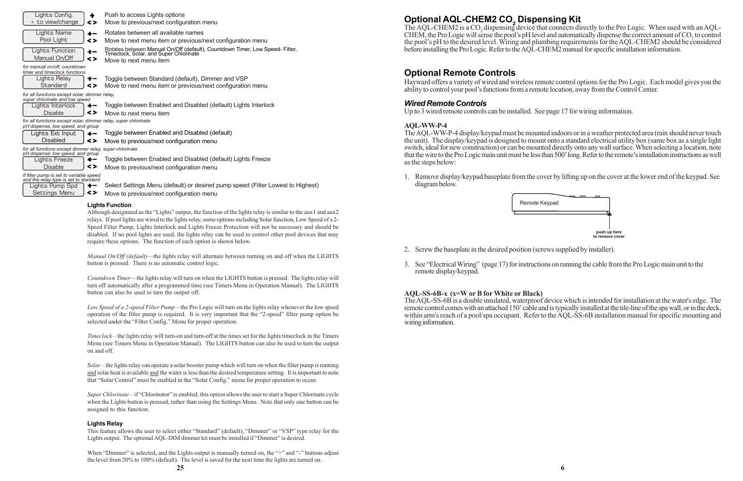| Display | Button | Action |
|---|---|---|
| Lights Config. + to view/change | + | Push to access Lights options |
| | < > | Move to previous/next configuration menu |
| Lights Name Pool Light | + – | Rotates between all available names |
| | < > | Move to next menu item or previous/next configuration menu |
| Lights Function Manual On/Off | + – | Rotates between Manual On/Off (default), Countdown Timer, Low Speed- Filter, Timeclock, Solar, and Super Chlorinate |
| | < > | Move to next menu item |
| *for manual on/off, countdown timer and timeclock functions* Lights Relay Standard | + – | Toggle between Standard (default), Dimmer and VSP |
| | < > | Move to next menu item or previous/next configuration menu |
| *for all functions except solar, dimmer relay, super chlorinate and low speed* Lights Interlock Disable | + – | Toggle between Enabled and Disabled (default) Lights Interlock |
| | < > | Move to next menu item |
| *for all functions except solar, dimmer relay, super chlorinate pH dispense, low speed, and group* Lights Ext Input Disabled | + – | Toggle between Enabled and Disabled (default) |
| | < > | Move to previous/next configuration menu |
| *for all functions except dimmer relay, super chlorinate pH dispense, low speed, and group* Lights Freeze Disable | + – | Toggle between Enabled and Disabled (default) Lights Freeze |
| | < > | Move to previous/next configuration menu |
| *if filter pump is set to variable speed and the relay type is set to standard* Lights Pump Spd Settings Menu | + – | Select Settings Menu (default) or desired pump speed (Filter Lowest to Highest) |
| | < > | Move to previous/next configuration menu |

**Lights Function**

Although designated as the "Lights" output, the function of the lights relay is similar to the aux1 and aux2 relays. If pool lights are wired to the lights relay, some options including Solar function, Low Speed of a 2-Speed Filter Pump, Lights Interlock and Lights Freeze Protection will not be necessary and should be disabled. If no pool lights are used, the lights relay can be used to control other pool devices that may require these options. The function of each option is shown below.

*Manual On/Off (default)*—the lights relay will alternate between turning on and off when the LIGHTS button is pressed. There is no automatic control logic.

*Countdown Timer*—the lights relay will turn on when the LIGHTS button is pressed. The lights relay will turn off automatically after a programmed time (see Timers Menu in Operation Manual). The LIGHTS button can also be used to turn the output off.

*Low Speed of a 2-speed Filter Pump* – the Pro Logic will turn on the lights relay whenever the low speed operation of the filter pump is required. It is very important that the "2-speed" filter pump option be selected under the "Filter Config." Menu for proper operation.

*Timeclock* – the lights relay will turn-on and turn-off at the times set for the lights timeclock in the Timers Menu (see Timers Menu in Operation Manual). The LIGHTS button can also be used to turn the output on and off.

*Solar* – the lights relay can operate a solar booster pump which will turn on when the filter pump is running and solar heat is available and the water is less than the desired temperature setting. It is important to note that "Solar Control" must be enabled in the "Solar Config." menu for proper operation to occur.

*Super Chlorinate* – if "Chlorinator" is enabled, this option allows the user to start a Super Chlorinate cycle when the Lights button is pressed, rather than using the Settings Menu. Note that only one button can be assigned to this function.

**Lights Relay**

This feature allows the user to select either "Standard" (default), "Dimmer" or "VSP" type relay for the Lights output. The optional AQL-DIM dimmer kit must be installed if "Dimmer" is desired.

When "Dimmer" is selected, and the Lights output is manually turned on, the "+" and "-" buttons adjust the level from 20% to 100% (default). The level is saved for the next time the lights are turned on.

## Optional AQL-CHEM2 $CO_2$ Dispensing Kit

The AQL-CHEM2 is a $CO_2$ dispensing device that connects directly to the Pro Logic. When used with an AQL-CHEM, the Pro Logic will sense the pool's pH level and automatically dispense the correct amount of $CO_2$ to control the pool's pH to the desired level. Wiring and plumbing requirements for the AQL-CHEM2 should be considered before installing the Pro Logic. Refer to the AQL-CHEM2 manual for specific installation information.

## Optional Remote Controls

Hayward offers a variety of wired and wireless remote control options for the Pro Logic. Each model gives you the ability to control your pool's functions from a remote location, away from the Control Center.

### *Wired Remote Controls*

Up to 3 wired remote controls can be installed. See page 17 for wiring information.

**AQL-WW-P-4**

The AQL-WW-P-4 display/keypad must be mounted indoors or in a weather protected area (rain should never touch the unit). The display/keypad is designed to mount onto a standard electrical utility box (same box as a single light switch, ideal for new construction) or can be mounted directly onto any wall surface. When selecting a location, note that the wire to the Pro Logic main unit must be less than 500' long. Refer to the remote's installation instructions as well as the steps below:

1. Remove display/keypad baseplate from the cover by lifting up on the cover at the lower end of the keypad. See diagram below.

Remote Keypad

push up here to remove cover

2. Screw the baseplate in the desired position (screws supplied by installer).

3. See "Electrical Wiring" (page 17) for instructions on running the cable from the Pro Logic main unit to the remote display/keypad.

**AQL-SS-6B-x (x=W or B for White or Black)**

The AQL-SS-6B is a double insulated, waterproof device which is intended for installation at the water's edge. The remote control comes with an attached 150' cable and is typically installed at the tile-line of the spa wall, or in the deck, within arm's reach of a pool/spa occupant. Refer to the AQL-SS-6B installation manual for specific mounting and wiring information.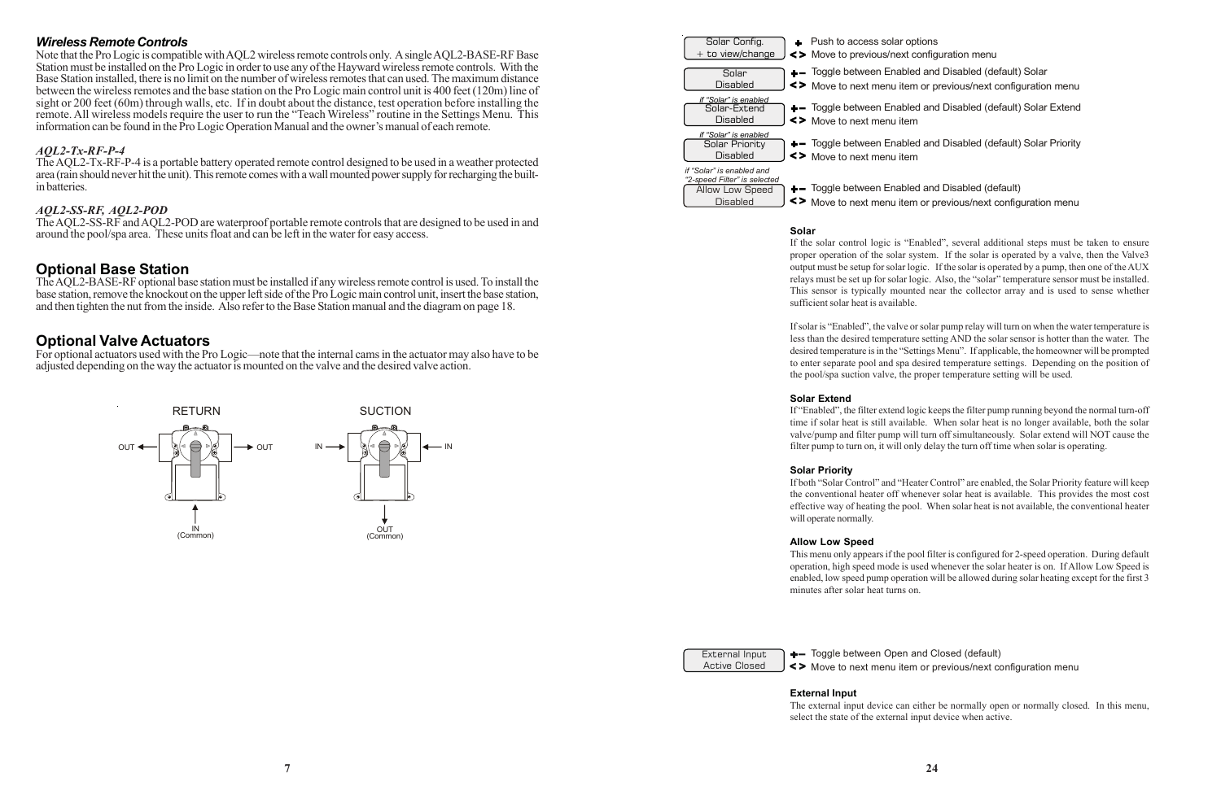### *Wireless Remote Controls*

Note that the Pro Logic is compatible with AQL2 wireless remote controls only. A single AQL2-BASE-RF Base Station must be installed on the Pro Logic in order to use any of the Hayward wireless remote controls. With the Base Station installed, there is no limit on the number of wireless remotes that can used. The maximum distance between the wireless remotes and the base station on the Pro Logic main control unit is 400 feet (120m) line of sight or 200 feet (60m) through walls, etc. If in doubt about the distance, test operation before installing the remote. All wireless models require the user to run the "Teach Wireless" routine in the Settings Menu. This information can be found in the Pro Logic Operation Manual and the owner's manual of each remote.

*AQL2-Tx-RF-P-4*

The AQL2-Tx-RF-P-4 is a portable battery operated remote control designed to be used in a weather protected area (rain should never hit the unit). This remote comes with a wall mounted power supply for recharging the built-in batteries.

*AQL2-SS-RF, AQL2-POD*

The AQL2-SS-RF and AQL2-POD are waterproof portable remote controls that are designed to be used in and around the pool/spa area. These units float and can be left in the water for easy access.

## Optional Base Station

The AQL2-BASE-RF optional base station must be installed if any wireless remote control is used. To install the base station, remove the knockout on the upper left side of the Pro Logic main control unit, insert the base station, and then tighten the nut from the inside. Also refer to the Base Station manual and the diagram on page 18.

## Optional Valve Actuators

For optional actuators used with the Pro Logic—note that the internal cams in the actuator may also have to be adjusted depending on the way the actuator is mounted on the valve and the desired valve action.

RETURN: OUT ← → OUT, IN (Common)

SUCTION: IN → ← IN, OUT (Common)

| Display | Keys | Action |
|---|---|---|
| Solar Config. + to view/change | + | Push to access solar options |
| | < > | Move to previous/next configuration menu |
| Solar Disabled | +– | Toggle between Enabled and Disabled (default) Solar |
| | < > | Move to next menu item or previous/next configuration menu |
| *if "Solar" is enabled* Solar-Extend Disabled | +– | Toggle between Enabled and Disabled (default) Solar Extend |
| | < > | Move to next menu item |
| *if "Solar" is enabled* Solar Priority Disabled | +– | Toggle between Enabled and Disabled (default) Solar Priority |
| | < > | Move to next menu item |
| *if "Solar" is enabled and "2-speed Filter" is selected* Allow Low Speed Disabled | +– | Toggle between Enabled and Disabled (default) |
| | < > | Move to next menu item or previous/next configuration menu |

**Solar**

If the solar control logic is "Enabled", several additional steps must be taken to ensure proper operation of the solar system. If the solar is operated by a valve, then the Valve3 output must be setup for solar logic. If the solar is operated by a pump, then one of the AUX relays must be set up for solar logic. Also, the "solar" temperature sensor must be installed. This sensor is typically mounted near the collector array and is used to sense whether sufficient solar heat is available.

If solar is "Enabled", the valve or solar pump relay will turn on when the water temperature is less than the desired temperature setting AND the solar sensor is hotter than the water. The desired temperature is in the "Settings Menu". If applicable, the homeowner will be prompted to enter separate pool and spa desired temperature settings. Depending on the position of the pool/spa suction valve, the proper temperature setting will be used.

**Solar Extend**

If "Enabled", the filter extend logic keeps the filter pump running beyond the normal turn-off time if solar heat is still available. When solar heat is no longer available, both the solar valve/pump and filter pump will turn off simultaneously. Solar extend will NOT cause the filter pump to turn on, it will only delay the turn off time when solar is operating.

**Solar Priority**

If both "Solar Control" and "Heater Control" are enabled, the Solar Priority feature will keep the conventional heater off whenever solar heat is available. This provides the most cost effective way of heating the pool. When solar heat is not available, the conventional heater will operate normally.

**Allow Low Speed**

This menu only appears if the pool filter is configured for 2-speed operation. During default operation, high speed mode is used whenever the solar heater is on. If Allow Low Speed is enabled, low speed pump operation will be allowed during solar heating except for the first 3 minutes after solar heat turns on.

| Display | Keys | Action |
|---|---|---|
| External Input Active Closed | +– | Toggle between Open and Closed (default) |
| | < > | Move to next menu item or previous/next configuration menu |

**External Input**

The external input device can either be normally open or normally closed. In this menu, select the state of the external input device when active.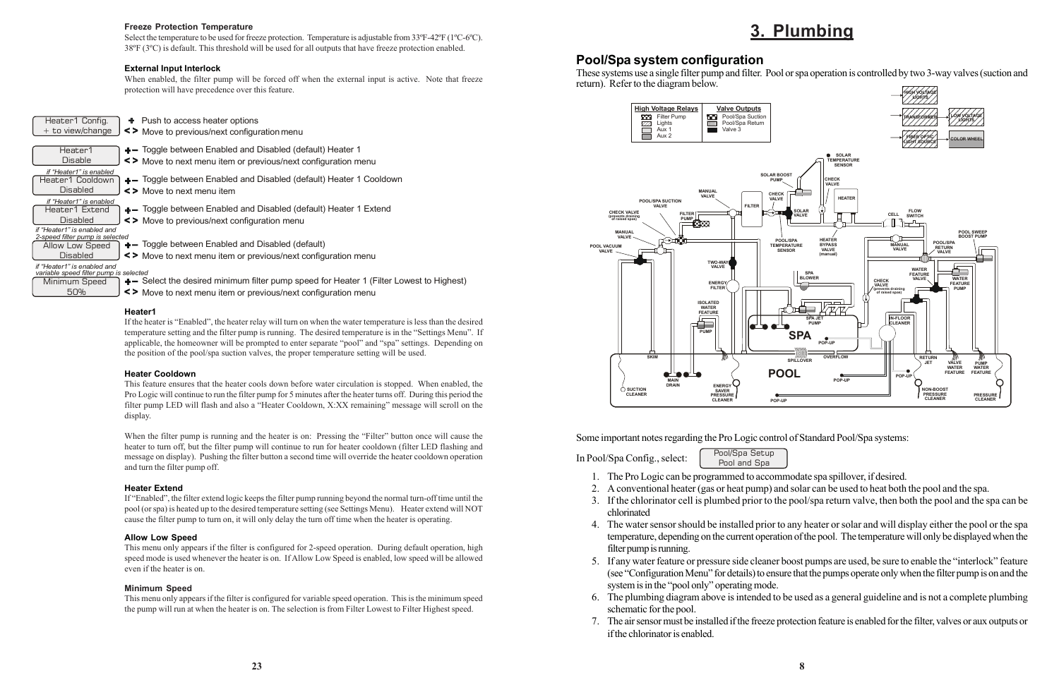### Freeze Protection Temperature

Select the temperature to be used for freeze protection. Temperature is adjustable from 33ºF-42ºF (1ºC-6ºC). 38ºF (3ºC) is default. This threshold will be used for all outputs that have freeze protection enabled.

### External Input Interlock

When enabled, the filter pump will be forced off when the external input is active. Note that freeze protection will have precedence over this feature.

| Display | Keys | Action |
|---|---|---|
| Heater1 Config. + to view/change | + | Push to access heater options |
| | < > | Move to previous/next configuration menu |
| Heater1 Disable | +– | Toggle between Enabled and Disabled (default) Heater 1 |
| | < > | Move to next menu item or previous/next configuration menu |
| *if "Heater1" is enabled* Heater1 Cooldown Disabled | +– | Toggle between Enabled and Disabled (default) Heater 1 Cooldown |
| | < > | Move to next menu item |
| *if "Heater1" is enabled* Heater1 Extend Disabled | +– | Toggle between Enabled and Disabled (default) Heater 1 Extend |
| | < > | Move to previous/next configuration menu |
| *if "Heater1" is enabled and 2-speed filter pump is selected* Allow Low Speed Disabled | +– | Toggle between Enabled and Disabled (default) |
| | < > | Move to next menu item or previous/next configuration menu |
| *if "Heater1" is enabled and variable speed filter pump is selected* Minimum Speed 50% | +– | Select the desired minimum filter pump speed for Heater 1 (Filter Lowest to Highest) |
| | < > | Move to next menu item or previous/next configuration menu |

### Heater1

If the heater is "Enabled", the heater relay will turn on when the water temperature is less than the desired temperature setting and the filter pump is running. The desired temperature is in the "Settings Menu". If applicable, the homeowner will be prompted to enter separate "pool" and "spa" settings. Depending on the position of the pool/spa suction valves, the proper temperature setting will be used.

### Heater Cooldown

This feature ensures that the heater cools down before water circulation is stopped. When enabled, the Pro Logic will continue to run the filter pump for 5 minutes after the heater turns off. During this period the filter pump LED will flash and also a "Heater Cooldown, X:XX remaining" message will scroll on the display.

When the filter pump is running and the heater is on: Pressing the "Filter" button once will cause the heater to turn off, but the filter pump will continue to run for heater cooldown (filter LED flashing and message on display). Pushing the filter button a second time will override the heater cooldown operation and turn the filter pump off.

### Heater Extend

If "Enabled", the filter extend logic keeps the filter pump running beyond the normal turn-off time until the pool (or spa) is heated up to the desired temperature setting (see Settings Menu). Heater extend will NOT cause the filter pump to turn on, it will only delay the turn off time when the heater is operating.

### Allow Low Speed

This menu only appears if the filter is configured for 2-speed operation. During default operation, high speed mode is used whenever the heater is on. If Allow Low Speed is enabled, low speed will be allowed even if the heater is on.

### Minimum Speed

This menu only appears if the filter is configured for variable speed operation. This is the minimum speed the pump will run at when the heater is on. The selection is from Filter Lowest to Filter Highest speed.

# 3. Plumbing

## Pool/Spa system configuration

These systems use a single filter pump and filter. Pool or spa operation is controlled by two 3-way valves (suction and return). Refer to the diagram below.

Some important notes regarding the Pro Logic control of Standard Pool/Spa systems:

In Pool/Spa Config., select: Pool/Spa Setup Pool and Spa

1. The Pro Logic can be programmed to accommodate spa spillover, if desired.
2. A conventional heater (gas or heat pump) and solar can be used to heat both the pool and the spa.
3. If the chlorinator cell is plumbed prior to the pool/spa return valve, then both the pool and the spa can be chlorinated
4. The water sensor should be installed prior to any heater or solar and will display either the pool or the spa temperature, depending on the current operation of the pool. The temperature will only be displayed when the filter pump is running.
5. If any water feature or pressure side cleaner boost pumps are used, be sure to enable the "interlock" feature (see "Configuration Menu" for details) to ensure that the pumps operate only when the filter pump is on and the system is in the "pool only" operating mode.
6. The plumbing diagram above is intended to be used as a general guideline and is not a complete plumbing schematic for the pool.
7. The air sensor must be installed if the freeze protection feature is enabled for the filter, valves or aux outputs or if the chlorinator is enabled.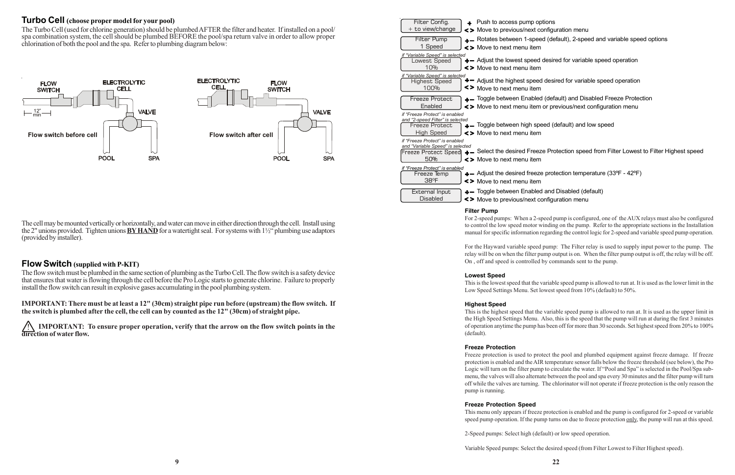## Turbo Cell (choose proper model for your pool)

The Turbo Cell (used for chlorine generation) should be plumbed AFTER the filter and heater. If installed on a pool/spa combination system, the cell should be plumbed BEFORE the pool/spa return valve in order to allow proper chlorination of both the pool and the spa. Refer to plumbing diagram below:

FLOW SWITCH | ELECTROLYTIC CELL | VALVE | 12" min | POOL | SPA

Flow switch before cell

ELECTROLYTIC CELL | FLOW SWITCH | VALVE | POOL | SPA

Flow switch after cell

The cell may be mounted vertically or horizontally, and water can move in either direction through the cell. Install using the 2" unions provided. Tighten unions **BY HAND** for a watertight seal. For systems with 1½" plumbing use adaptors (provided by installer).

## Flow Switch (supplied with P-KIT)

The flow switch must be plumbed in the same section of plumbing as the Turbo Cell. The flow switch is a safety device that ensures that water is flowing through the cell before the Pro Logic starts to generate chlorine. Failure to properly install the flow switch can result in explosive gases accumulating in the pool plumbing system.

**IMPORTANT: There must be at least a 12" (30cm) straight pipe run before (upstream) the flow switch. If the switch is plumbed after the cell, the cell can by counted as the 12" (30cm) of straight pipe.**

**⚠ IMPORTANT: To ensure proper operation, verify that the arrow on the flow switch points in the direction of water flow.**

| Display | Button | Action |
|---|---|---|
| Filter Config. + to view/change | + | Push to access pump options |
| | < > | Move to previous/next configuration menu |
| Filter Pump 1 Speed | + – | Rotates between 1-speed (default), 2-speed and variable speed options |
| | < > | Move to next menu item |
| *if "Variable Speed" is selected* Lowest Speed 10% | + – | Adjust the lowest speed desired for variable speed operation |
| | < > | Move to next menu item |
| *if "Variable Speed" is selected* Highest Speed 100% | + – | Adjust the highest speed desired for variable speed operation |
| | < > | Move to next menu item |
| Freeze Protect Enabled | + – | Toggle between Enabled (default) and Disabled Freeze Protection |
| | < > | Move to next menu item or previous/next configuration menu |
| *if "Freeze Protect" is enabled and "2-speed Filter" is selected* Freeze Protect High Speed | + – | Toggle between high speed (default) and low speed |
| | < > | Move to next menu item |
| *if "Freeze Protect" is enabled and "Variable Speed" is selected* Freeze Protect Speed 50% | + – | Select the desired Freeze Protection speed from Filter Lowest to Filter Highest speed |
| | < > | Move to next menu item |
| *if "Freeze Protect" is enabled* Freeze Temp 38ºF | + – | Adjust the desired freeze protection temperature (33ºF - 42ºF) |
| | < > | Move to next menu item |
| External Input Disabled | + – | Toggle between Enabled and Disabled (default) |
| | < > | Move to previous/next configuration menu |

#### Filter Pump

For 2-speed pumps: When a 2-speed pump is configured, one of the AUX relays must also be configured to control the low speed motor winding on the pump. Refer to the appropriate sections in the Installation manual for specific information regarding the control logic for 2-speed and variable speed pump operation.

For the Hayward variable speed pump: The Filter relay is used to supply input power to the pump. The relay will be on when the filter pump output is on. When the filter pump output is off, the relay will be off. On , off and speed is controlled by commands sent to the pump.

#### Lowest Speed

This is the lowest speed that the variable speed pump is allowed to run at. It is used as the lower limit in the Low Speed Settings Menu. Set lowest speed from 10% (default) to 50%.

#### Highest Speed

This is the highest speed that the variable speed pump is allowed to run at. It is used as the upper limit in the High Speed Settings Menu. Also, this is the speed that the pump will run at during the first 3 minutes of operation anytime the pump has been off for more than 30 seconds. Set highest speed from 20% to 100% (default).

#### Freeze Protection

Freeze protection is used to protect the pool and plumbed equipment against freeze damage. If freeze protection is enabled and the AIR temperature sensor falls below the freeze threshold (see below), the Pro Logic will turn on the filter pump to circulate the water. If "Pool and Spa" is selected in the Pool/Spa sub-menu, the valves will also alternate between the pool and spa every 30 minutes and the filter pump will turn off while the valves are turning. The chlorinator will not operate if freeze protection is the only reason the pump is running.

#### Freeze Protection Speed

This menu only appears if freeze protection is enabled and the pump is configured for 2-speed or variable speed pump operation. If the pump turns on due to freeze protection only, the pump will run at this speed.

2-Speed pumps: Select high (default) or low speed operation.

Variable Speed pumps: Select the desired speed (from Filter Lowest to Filter Highest speed).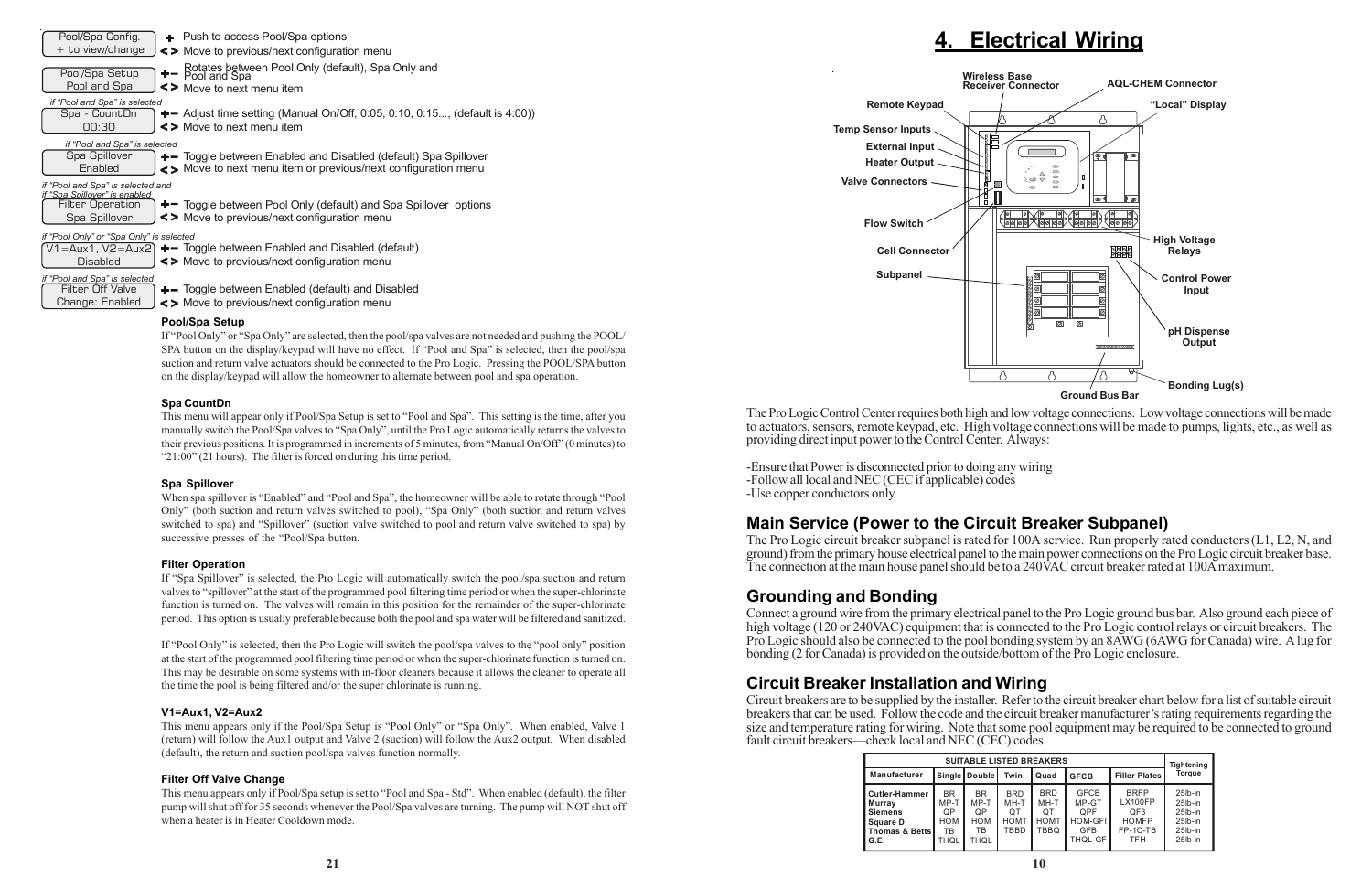| Pool/Spa Config. + to view/change | + Push to access Pool/Spa options <br> < > Move to previous/next configuration menu |
|---|---|
| Pool/Spa Setup Pool and Spa | +– Rotates between Pool Only (default), Spa Only and Pool and Spa <br> < > Move to next menu item |
| *if "Pool and Spa" is selected* <br> Spa - CountDn 00:30 | +– Adjust time setting (Manual On/Off, 0:05, 0:10, 0:15..., (default is 4:00)) <br> < > Move to next menu item |
| *if "Pool and Spa" is selected* <br> Spa Spillover Enabled | +– Toggle between Enabled and Disabled (default) Spa Spillover <br> < > Move to next menu item or previous/next configuration menu |
| *if "Pool and Spa" is selected and if "Spa Spillover" is enabled* <br> Filter Operation Spa Spillover | +– Toggle between Pool Only (default) and Spa Spillover options <br> < > Move to previous/next configuration menu |
| *if "Pool Only" or "Spa Only" is selected* <br> V1=Aux1, V2=Aux2 Disabled | +– Toggle between Enabled and Disabled (default) <br> < > Move to previous/next configuration menu |
| *if "Pool and Spa" is selected* <br> Filter Off Valve Change: Enabled | +– Toggle between Enabled (default) and Disabled <br> < > Move to previous/next configuration menu |

### Pool/Spa Setup

If "Pool Only" or "Spa Only" are selected, then the pool/spa valves are not needed and pushing the POOL/SPA button on the display/keypad will have no effect. If "Pool and Spa" is selected, then the pool/spa suction and return valve actuators should be connected to the Pro Logic. Pressing the POOL/SPA button on the display/keypad will allow the homeowner to alternate between pool and spa operation.

### Spa CountDn

This menu will appear only if Pool/Spa Setup is set to "Pool and Spa". This setting is the time, after you manually switch the Pool/Spa valves to "Spa Only", until the Pro Logic automatically returns the valves to their previous positions. It is programmed in increments of 5 minutes, from "Manual On/Off" (0 minutes) to "21:00" (21 hours). The filter is forced on during this time period.

### Spa Spillover

When spa spillover is "Enabled" and "Pool and Spa", the homeowner will be able to rotate through "Pool Only" (both suction and return valves switched to pool), "Spa Only" (both suction and return valves switched to spa) and "Spillover" (suction valve switched to pool and return valve switched to spa) by successive presses of the "Pool/Spa button.

### Filter Operation

If "Spa Spillover" is selected, the Pro Logic will automatically switch the pool/spa suction and return valves to "spillover" at the start of the programmed pool filtering time period or when the super-chlorinate function is turned on. The valves will remain in this position for the remainder of the super-chlorinate period. This option is usually preferable because both the pool and spa water will be filtered and sanitized.

If "Pool Only" is selected, then the Pro Logic will switch the pool/spa valves to the "pool only" position at the start of the programmed pool filtering time period or when the super-chlorinate function is turned on. This may be desirable on some systems with in-floor cleaners because it allows the cleaner to operate all the time the pool is being filtered and/or the super chlorinate is running.

### V1=Aux1, V2=Aux2

This menu appears only if the Pool/Spa Setup is "Pool Only" or "Spa Only". When enabled, Valve 1 (return) will follow the Aux1 output and Valve 2 (suction) will follow the Aux2 output. When disabled (default), the return and suction pool/spa valves function normally.

### Filter Off Valve Change

This menu appears only if Pool/Spa setup is set to "Pool and Spa - Std". When enabled (default), the filter pump will shut off for 35 seconds whenever the Pool/Spa valves are turning. The pump will NOT shut off when a heater is in Heater Cooldown mode.

# 4. Electrical Wiring

Wireless Base Receiver Connector, AQL-CHEM Connector, Remote Keypad, "Local" Display, Temp Sensor Inputs, External Input, Heater Output, Valve Connectors, Flow Switch, High Voltage Relays, Cell Connector, Subpanel, Control Power Input, pH Dispense Output, Bonding Lug(s), Ground Bus Bar

The Pro Logic Control Center requires both high and low voltage connections. Low voltage connections will be made to actuators, sensors, remote keypad, etc. High voltage connections will be made to pumps, lights, etc., as well as providing direct input power to the Control Center. Always:

- -Ensure that Power is disconnected prior to doing any wiring
- -Follow all local and NEC (CEC if applicable) codes
- -Use copper conductors only

## Main Service (Power to the Circuit Breaker Subpanel)

The Pro Logic circuit breaker subpanel is rated for 100A service. Run properly rated conductors (L1, L2, N, and ground) from the primary house electrical panel to the main power connections on the Pro Logic circuit breaker base. The connection at the main house panel should be to a 240VAC circuit breaker rated at 100A maximum.

## Grounding and Bonding

Connect a ground wire from the primary electrical panel to the Pro Logic ground bus bar. Also ground each piece of high voltage (120 or 240VAC) equipment that is connected to the Pro Logic control relays or circuit breakers. The Pro Logic should also be connected to the pool bonding system by an 8AWG (6AWG for Canada) wire. A lug for bonding (2 for Canada) is provided on the outside/bottom of the Pro Logic enclosure.

## Circuit Breaker Installation and Wiring

Circuit breakers are to be supplied by the installer. Refer to the circuit breaker chart below for a list of suitable circuit breakers that can be used. Follow the code and the circuit breaker manufacturer's rating requirements regarding the size and temperature rating for wiring. Note that some pool equipment may be required to be connected to ground fault circuit breakers—check local and NEC (CEC) codes.

| SUITABLE LISTED BREAKERS | | | | | | | Tightening Torque |
|---|---|---|---|---|---|---|---|
| Manufacturer | Single | Double | Twin | Quad | GFCB | Filler Plates | |
| Cutler-Hammer | BR | BR | BRD | BRD | GFCB | BRFP | 25lb-in |
| Murray | MP-T | MP-T | MH-T | MH-T | MP-GT | LX100FP | 25lb-in |
| Siemens | QP | QP | QT | QT | QPF | QF3 | 25lb-in |
| Square D | HOM | HOM | HOMT | HOMT | HOM-GFI | HOMFP | 25lb-in |
| Thomas & Betts | TB | TB | TBBD | TBBQ | GFB | FP-1C-TB | 25lb-in |
| G.E. | THQL | THQL | | | THQL-GF | TFH | 25lb-in |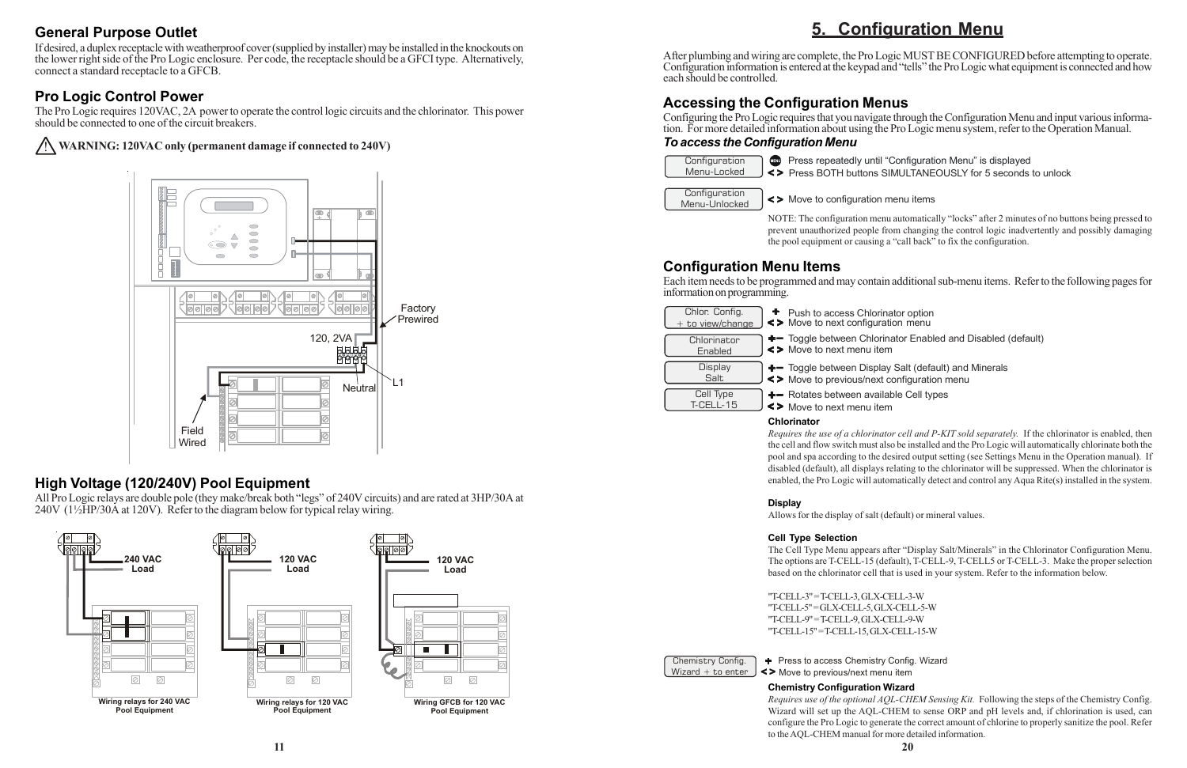## General Purpose Outlet

If desired, a duplex receptacle with weatherproof cover (supplied by installer) may be installed in the knockouts on the lower right side of the Pro Logic enclosure. Per code, the receptacle should be a GFCI type. Alternatively, connect a standard receptacle to a GFCB.

## Pro Logic Control Power

The Pro Logic requires 120VAC, 2A power to operate the control logic circuits and the chlorinator. This power should be connected to one of the circuit breakers.

**WARNING: 120VAC only (permanent damage if connected to 240V)**

Factory Prewired

120, 2VA

L1

Neutral

Field Wired

## High Voltage (120/240V) Pool Equipment

All Pro Logic relays are double pole (they make/break both "legs" of 240V circuits) and are rated at 3HP/30A at 240V (1½HP/30A at 120V). Refer to the diagram below for typical relay wiring.

**240 VAC Load**

**Wiring relays for 240 VAC Pool Equipment**

**120 VAC Load**

**Wiring relays for 120 VAC Pool Equipment**

**120 VAC Load**

**Wiring GFCB for 120 VAC Pool Equipment**

# 5. Configuration Menu

After plumbing and wiring are complete, the Pro Logic MUST BE CONFIGURED before attempting to operate. Configuration information is entered at the keypad and "tells" the Pro Logic what equipment is connected and how each should be controlled.

## Accessing the Configuration Menus

Configuring the Pro Logic requires that you navigate through the Configuration Menu and input various information. For more detailed information about using the Pro Logic menu system, refer to the Operation Manual.

***To access the Configuration Menu***

| Display | Action |
|---|---|
| Configuration Menu-Locked | MENU Press repeatedly until "Configuration Menu" is displayed<br>< > Press BOTH buttons SIMULTANEOUSLY for 5 seconds to unlock |
| Configuration Menu-Unlocked | < > Move to configuration menu items |

NOTE: The configuration menu automatically "locks" after 2 minutes of no buttons being pressed to prevent unauthorized people from changing the control logic inadvertently and possibly damaging the pool equipment or causing a "call back" to fix the configuration.

## Configuration Menu Items

Each item needs to be programmed and may contain additional sub-menu items. Refer to the following pages for information on programming.

| Display | Action |
|---|---|
| Chlor. Config. + to view/change | + Push to access Chlorinator option<br>< > Move to next configuration menu |
| Chlorinator Enabled | +– Toggle between Chlorinator Enabled and Disabled (default)<br>< > Move to next menu item |
| Display Salt | +– Toggle between Display Salt (default) and Minerals<br>< > Move to previous/next configuration menu |
| Cell Type T-CELL-15 | +– Rotates between available Cell types<br>< > Move to next menu item |

**Chlorinator**

*Requires the use of a chlorinator cell and P-KIT sold separately.* If the chlorinator is enabled, then the cell and flow switch must also be installed and the Pro Logic will automatically chlorinate both the pool and spa according to the desired output setting (see Settings Menu in the Operation manual). If disabled (default), all displays relating to the chlorinator will be suppressed. When the chlorinator is enabled, the Pro Logic will automatically detect and control any Aqua Rite(s) installed in the system.

**Display**

Allows for the display of salt (default) or mineral values.

**Cell Type Selection**

The Cell Type Menu appears after "Display Salt/Minerals" in the Chlorinator Configuration Menu. The options are T-CELL-15 (default), T-CELL-9, T-CELL5 or T-CELL-3. Make the proper selection based on the chlorinator cell that is used in your system. Refer to the information below.

"T-CELL-3" = T-CELL-3, GLX-CELL-3-W
"T-CELL-5" = GLX-CELL-5, GLX-CELL-5-W
"T-CELL-9" = T-CELL-9, GLX-CELL-9-W
"T-CELL-15" = T-CELL-15, GLX-CELL-15-W

| Display | Action |
|---|---|
| Chemistry Config. Wizard + to enter | + Press to access Chemistry Config. Wizard<br>< > Move to previous/next menu item |

**Chemistry Configuration Wizard**

*Requires use of the optional AQL-CHEM Sensing Kit.* Following the steps of the Chemistry Config. Wizard will set up the AQL-CHEM to sense ORP and pH levels and, if chlorination is used, can configure the Pro Logic to generate the correct amount of chlorine to properly sanitize the pool. Refer to the AQL-CHEM manual for more detailed information.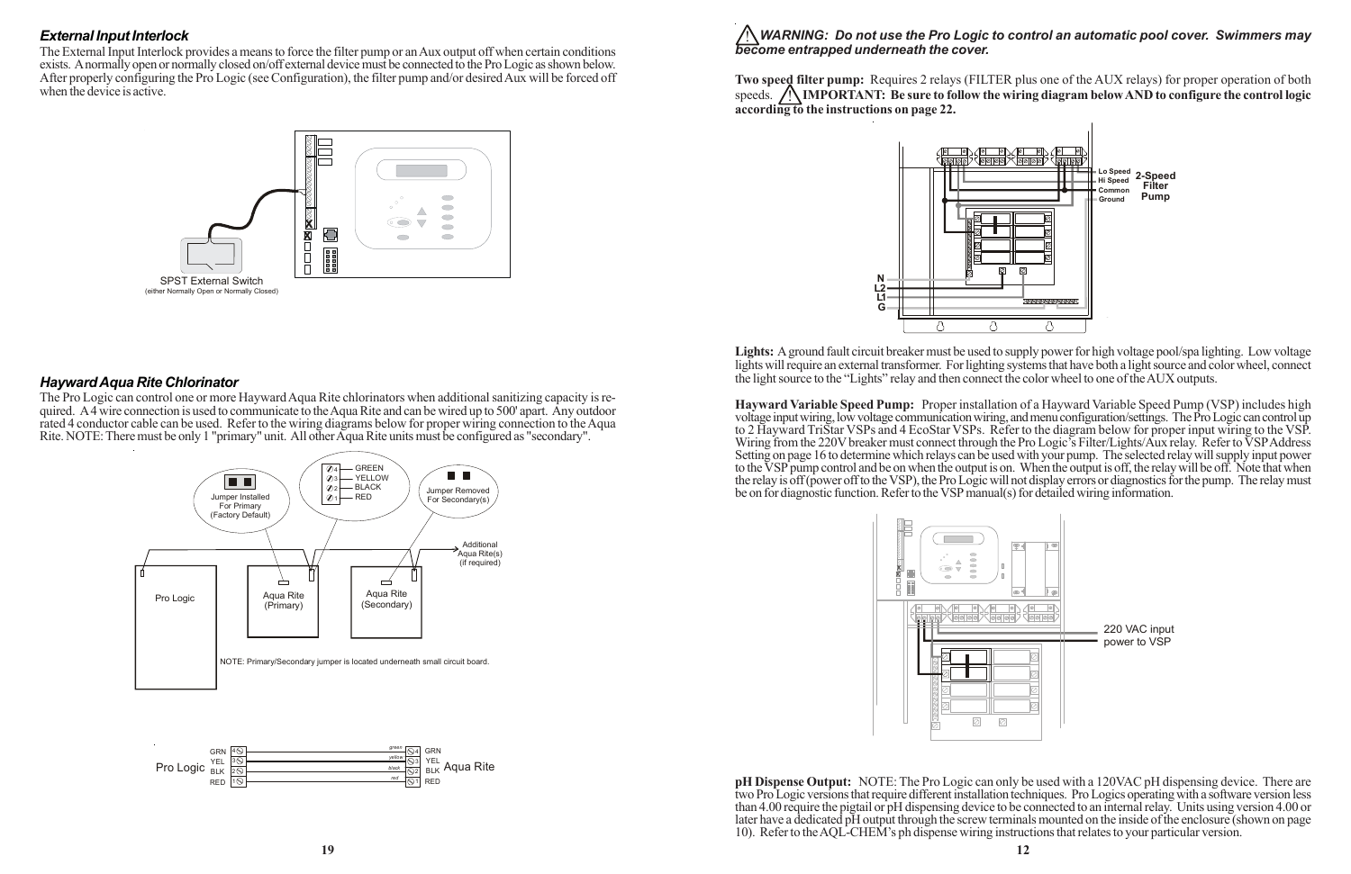## External Input Interlock

The External Input Interlock provides a means to force the filter pump or an Aux output off when certain conditions exists. A normally open or normally closed on/off external device must be connected to the Pro Logic as shown below. After properly configuring the Pro Logic (see Configuration), the filter pump and/or desired Aux will be forced off when the device is active.

SPST External Switch
(either Normally Open or Normally Closed)

## Hayward Aqua Rite Chlorinator

The Pro Logic can control one or more Hayward Aqua Rite chlorinators when additional sanitizing capacity is required. A 4 wire connection is used to communicate to the Aqua Rite and can be wired up to 500' apart. Any outdoor rated 4 conductor cable can be used. Refer to the wiring diagrams below for proper wiring connection to the Aqua Rite. NOTE: There must be only 1 "primary" unit. All other Aqua Rite units must be configured as "secondary".

Jumper Installed For Primary (Factory Default)

4 GREEN
3 YELLOW
2 BLACK
1 RED

Jumper Removed For Secondary(s)

Additional Aqua Rite(s) (if required)

Pro Logic — Aqua Rite (Primary) — Aqua Rite (Secondary)

NOTE: Primary/Secondary jumper is located underneath small circuit board.

Pro Logic: GRN 4, YEL 3, BLK 2, RED 1 — green, yellow, black, red — Aqua Rite: 4 GRN, 3 YEL, 2 BLK, 1 RED

**⚠ *WARNING: Do not use the Pro Logic to control an automatic pool cover. Swimmers may become entrapped underneath the cover.***

**Two speed filter pump:** Requires 2 relays (FILTER plus one of the AUX relays) for proper operation of both speeds. ⚠ **IMPORTANT: Be sure to follow the wiring diagram below AND to configure the control logic according to the instructions on page 22.**

Lo Speed, Hi Speed, Common, Ground — **2-Speed Filter Pump**

N, L2, L1, G

**Lights:** A ground fault circuit breaker must be used to supply power for high voltage pool/spa lighting. Low voltage lights will require an external transformer. For lighting systems that have both a light source and color wheel, connect the light source to the "Lights" relay and then connect the color wheel to one of the AUX outputs.

**Hayward Variable Speed Pump:** Proper installation of a Hayward Variable Speed Pump (VSP) includes high voltage input wiring, low voltage communication wiring, and menu configuration/settings. The Pro Logic can control up to 2 Hayward TriStar VSPs and 4 EcoStar VSPs. Refer to the diagram below for proper input wiring to the VSP. Wiring from the 220V breaker must connect through the Pro Logic's Filter/Lights/Aux relay. Refer to VSP Address Setting on page 16 to determine which relays can be used with your pump. The selected relay will supply input power to the VSP pump control and be on when the output is on. When the output is off, the relay will be off. Note that when the relay is off (power off to the VSP), the Pro Logic will not display errors or diagnostics for the pump. The relay must be on for diagnostic function. Refer to the VSP manual(s) for detailed wiring information.

220 VAC input power to VSP

**pH Dispense Output:** NOTE: The Pro Logic can only be used with a 120VAC pH dispensing device. There are two Pro Logic versions that require different installation techniques. Pro Logics operating with a software version less than 4.00 require the pigtail or pH dispensing device to be connected to an internal relay. Units using version 4.00 or later have a dedicated pH output through the screw terminals mounted on the inside of the enclosure (shown on page 10). Refer to the AQL-CHEM's ph dispense wiring instructions that relates to your particular version.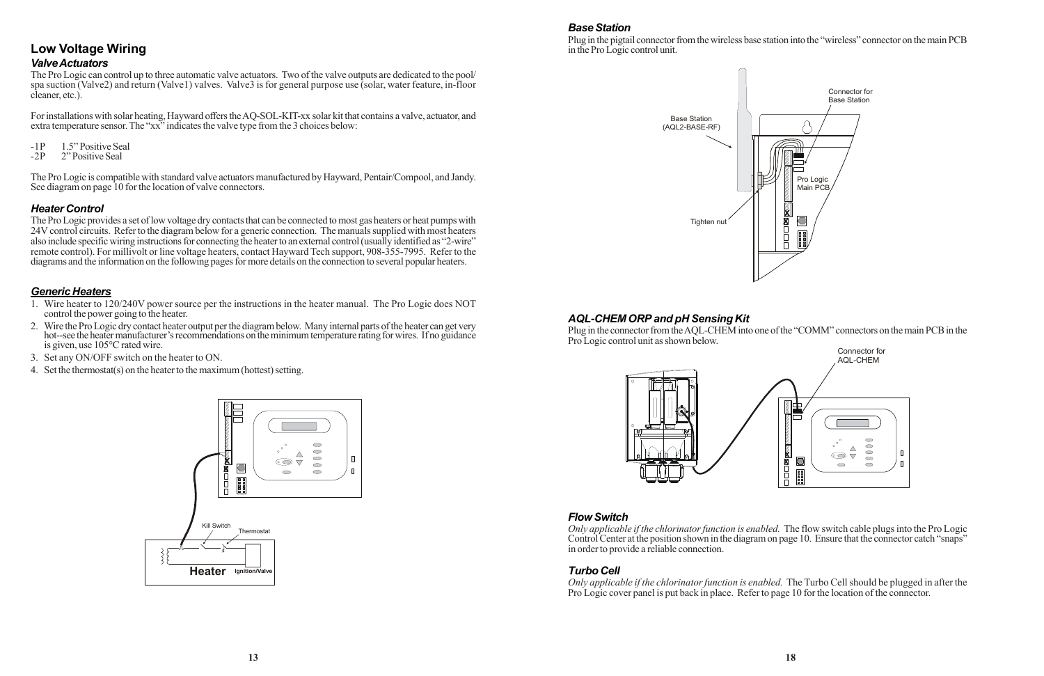## Low Voltage Wiring

### *Valve Actuators*

The Pro Logic can control up to three automatic valve actuators. Two of the valve outputs are dedicated to the pool/spa suction (Valve2) and return (Valve1) valves. Valve3 is for general purpose use (solar, water feature, in-floor cleaner, etc.).

For installations with solar heating, Hayward offers the AQ-SOL-KIT-xx solar kit that contains a valve, actuator, and extra temperature sensor. The "xx" indicates the valve type from the 3 choices below:

-1P 1.5" Positive Seal
-2P 2" Positive Seal

The Pro Logic is compatible with standard valve actuators manufactured by Hayward, Pentair/Compool, and Jandy. See diagram on page 10 for the location of valve connectors.

### *Heater Control*

The Pro Logic provides a set of low voltage dry contacts that can be connected to most gas heaters or heat pumps with 24V control circuits. Refer to the diagram below for a generic connection. The manuals supplied with most heaters also include specific wiring instructions for connecting the heater to an external control (usually identified as "2-wire" remote control). For millivolt or line voltage heaters, contact Hayward Tech support, 908-355-7995. Refer to the diagrams and the information on the following pages for more details on the connection to several popular heaters.

### *Generic Heaters*

1. Wire heater to 120/240V power source per the instructions in the heater manual. The Pro Logic does NOT control the power going to the heater.
2. Wire the Pro Logic dry contact heater output per the diagram below. Many internal parts of the heater can get very hot--see the heater manufacturer's recommendations on the minimum temperature rating for wires. If no guidance is given, use 105°C rated wire.
3. Set any ON/OFF switch on the heater to ON.
4. Set the thermostat(s) on the heater to the maximum (hottest) setting.

Kill Switch
Thermostat
Heater
Ignition/Valve

### *Base Station*

Plug in the pigtail connector from the wireless base station into the "wireless" connector on the main PCB in the Pro Logic control unit.

Base Station (AQL2-BASE-RF)
Connector for Base Station
Pro Logic Main PCB
Tighten nut

### *AQL-CHEM ORP and pH Sensing Kit*

Plug in the connector from the AQL-CHEM into one of the "COMM" connectors on the main PCB in the Pro Logic control unit as shown below.

Connector for AQL-CHEM

### *Flow Switch*

*Only applicable if the chlorinator function is enabled.* The flow switch cable plugs into the Pro Logic Control Center at the position shown in the diagram on page 10. Ensure that the connector catch "snaps" in order to provide a reliable connection.

### *Turbo Cell*

*Only applicable if the chlorinator function is enabled.* The Turbo Cell should be plugged in after the Pro Logic cover panel is put back in place. Refer to page 10 for the location of the connector.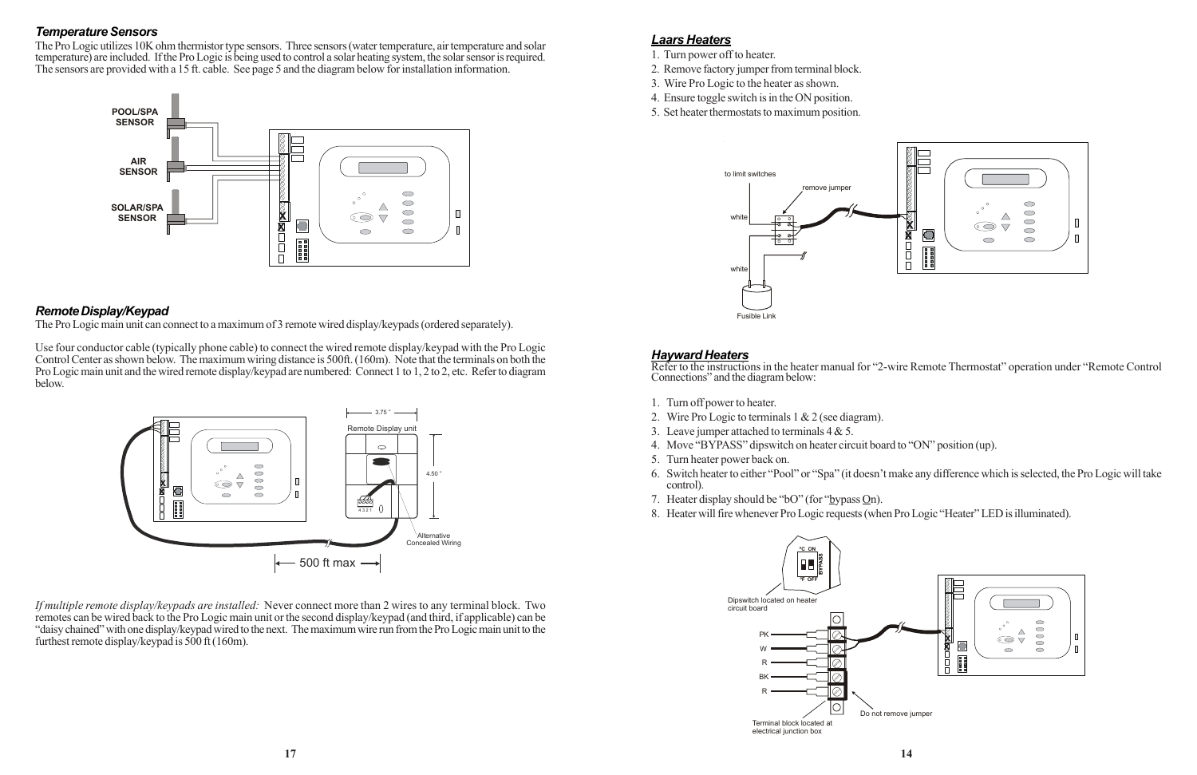### *Temperature Sensors*

The Pro Logic utilizes 10K ohm thermistor type sensors. Three sensors (water temperature, air temperature and solar temperature) are included. If the Pro Logic is being used to control a solar heating system, the solar sensor is required. The sensors are provided with a 15 ft. cable. See page 5 and the diagram below for installation information.

POOL/SPA SENSOR

AIR SENSOR

SOLAR/SPA SENSOR

### *Remote Display/Keypad*

The Pro Logic main unit can connect to a maximum of 3 remote wired display/keypads (ordered separately).

Use four conductor cable (typically phone cable) to connect the wired remote display/keypad with the Pro Logic Control Center as shown below. The maximum wiring distance is 500ft. (160m). Note that the terminals on both the Pro Logic main unit and the wired remote display/keypad are numbered: Connect 1 to 1, 2 to 2, etc. Refer to diagram below.

Remote Display unit

3.75 "

4.50 "

4 3 2 1

Alternative Concealed Wiring

500 ft max

*If multiple remote display/keypads are installed:* Never connect more than 2 wires to any terminal block. Two remotes can be wired back to the Pro Logic main unit or the second display/keypad (and third, if applicable) can be "daisy chained" with one display/keypad wired to the next. The maximum wire run from the Pro Logic main unit to the furthest remote display/keypad is 500 ft (160m).

### *Laars Heaters*

1. Turn power off to heater.
2. Remove factory jumper from terminal block.
3. Wire Pro Logic to the heater as shown.
4. Ensure toggle switch is in the ON position.
5. Set heater thermostats to maximum position.

to limit switches

remove jumper

white

white

Fusible Link

### *Hayward Heaters*

Refer to the instructions in the heater manual for "2-wire Remote Thermostat" operation under "Remote Control Connections" and the diagram below:

1. Turn off power to heater.
2. Wire Pro Logic to terminals 1 & 2 (see diagram).
3. Leave jumper attached to terminals 4 & 5.
4. Move "BYPASS" dipswitch on heater circuit board to "ON" position (up).
5. Turn heater power back on.
6. Switch heater to either "Pool" or "Spa" (it doesn't make any difference which is selected, the Pro Logic will take control).
7. Heater display should be "bO" (for "bypass On).
8. Heater will fire whenever Pro Logic requests (when Pro Logic "Heater" LED is illuminated).

°C ON

°F OFF

BYPASS

Dipswitch located on heater circuit board

PK

W

R

BK

R

Do not remove jumper

Terminal block located at electrical junction box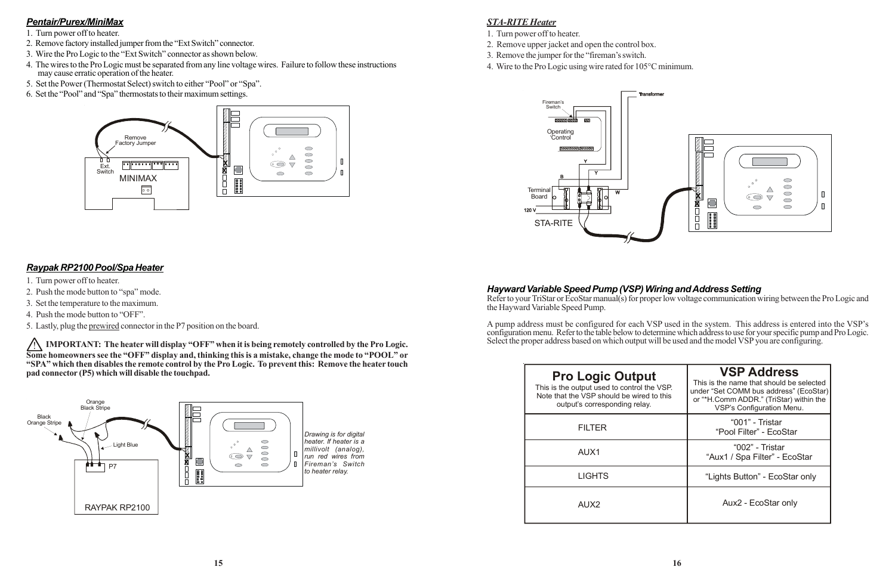## *Pentair/Purex/MiniMax*

1. Turn power off to heater.
2. Remove factory installed jumper from the "Ext Switch" connector.
3. Wire the Pro Logic to the "Ext Switch" connector as shown below.
4. The wires to the Pro Logic must be separated from any line voltage wires. Failure to follow these instructions may cause erratic operation of the heater.
5. Set the Power (Thermostat Select) switch to either "Pool" or "Spa".
6. Set the "Pool" and "Spa" thermostats to their maximum settings.

Remove Factory Jumper

Ext. Switch

MINIMAX

## *Raypak RP2100 Pool/Spa Heater*

1. Turn power off to heater.
2. Push the mode button to "spa" mode.
3. Set the temperature to the maximum.
4. Push the mode button to "OFF".
5. Lastly, plug the prewired connector in the P7 position on the board.

**IMPORTANT: The heater will display "OFF" when it is being remotely controlled by the Pro Logic. Some homeowners see the "OFF" display and, thinking this is a mistake, change the mode to "POOL" or "SPA" which then disables the remote control by the Pro Logic. To prevent this: Remove the heater touch pad connector (P5) which will disable the touchpad.**

Orange Black Stripe

Black Orange Stripe

Light Blue

P7

RAYPAK RP2100

*Drawing is for digital heater. If heater is a millivolt (analog), run red wires from Fireman's Switch to heater relay.*

## *STA-RITE Heater*

1. Turn power off to heater.
2. Remove upper jacket and open the control box.
3. Remove the jumper for the "fireman's switch.
4. Wire to the Pro Logic using wire rated for 105°C minimum.

Fireman's Switch

Transformer

Operating Control

Y

B

Y

Terminal Board

W

120 V

STA-RITE

## *Hayward Variable Speed Pump (VSP) Wiring and Address Setting*

Refer to your TriStar or EcoStar manual(s) for proper low voltage communication wiring between the Pro Logic and the Hayward Variable Speed Pump.

A pump address must be configured for each VSP used in the system. This address is entered into the VSP's configuration menu. Refer to the table below to determine which address to use for your specific pump and Pro Logic. Select the proper address based on which output will be used and the model VSP you are configuring.

| **Pro Logic Output** This is the output used to control the VSP. Note that the VSP should be wired to this output's corresponding relay. | **VSP Address** This is the name that should be selected under "Set COMM bus address" (EcoStar) or "*H.Comm ADDR." (TriStar) within the VSP's Configuration Menu. |
|---|---|
| FILTER | "001" - Tristar "Pool Filter" - EcoStar |
| AUX1 | "002" - Tristar "Aux1 / Spa Filter" - EcoStar |
| LIGHTS | "Lights Button" - EcoStar only |
| AUX2 | Aux2 - EcoStar only |